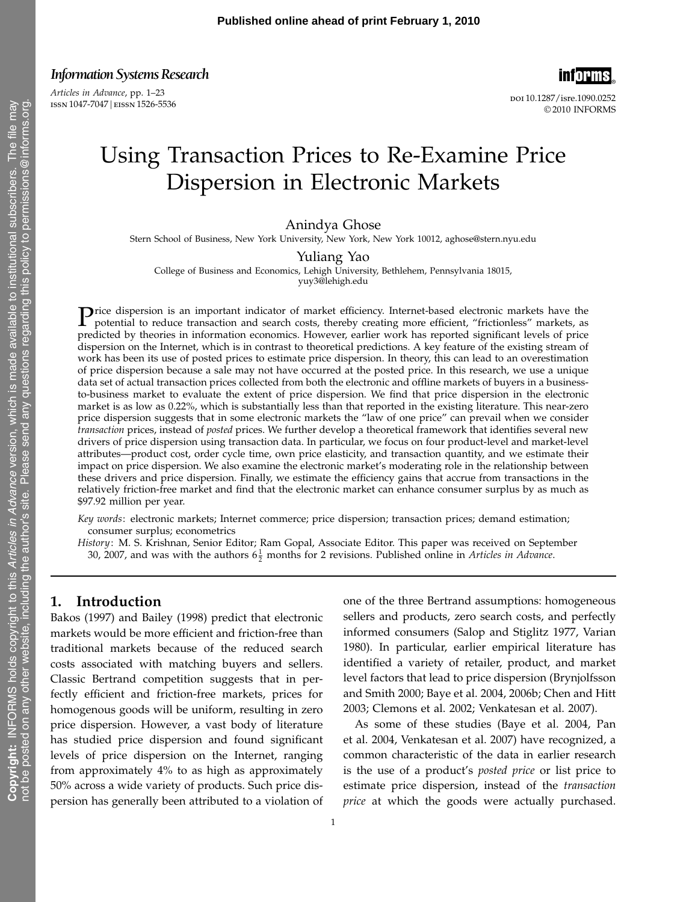# Using Transaction Prices to Re-Examine Price Dispersion in Electronic Markets

Anindya Ghose
Stern School of Business, New York University, New York, New York 10012, aghose@stern.nyu.edu

Yuliang Yao
College of Business and Economics, Lehigh University, Bethlehem, Pennsylvania 18015, yuy3@lehigh.edu

Price dispersion is an important indicator of market efficiency. Internet-based electronic markets have the potential to reduce transaction and search costs, thereby creating more efficient, "frictionless" markets, as predicted by theories in information economics. However, earlier work has reported significant levels of price dispersion on the Internet, which is in contrast to theoretical predictions. A key feature of the existing stream of work has been its use of posted prices to estimate price dispersion. In theory, this can lead to an overestimation of price dispersion because a sale may not have occurred at the posted price. In this research, we use a unique data set of actual transaction prices collected from both the electronic and offline markets of buyers in a business-to-business market to evaluate the extent of price dispersion. We find that price dispersion in the electronic market is as low as 0.22%, which is substantially less than that reported in the existing literature. This near-zero price dispersion suggests that in some electronic markets the "law of one price" can prevail when we consider *transaction* prices, instead of *posted* prices. We further develop a theoretical framework that identifies several new drivers of price dispersion using transaction data. In particular, we focus on four product-level and market-level attributes—product cost, order cycle time, own price elasticity, and transaction quantity, and we estimate their impact on price dispersion. We also examine the electronic market's moderating role in the relationship between these drivers and price dispersion. Finally, we estimate the efficiency gains that accrue from transactions in the relatively friction-free market and find that the electronic market can enhance consumer surplus by as much as $97.92 million per year.

*Key words*: electronic markets; Internet commerce; price dispersion; transaction prices; demand estimation; consumer surplus; econometrics

*History*: M. S. Krishnan, Senior Editor; Ram Gopal, Associate Editor. This paper was received on September 30, 2007, and was with the authors $6\frac{1}{2}$ months for 2 revisions. Published online in *Articles in Advance*.

## 1. Introduction

Bakos (1997) and Bailey (1998) predict that electronic markets would be more efficient and friction-free than traditional markets because of the reduced search costs associated with matching buyers and sellers. Classic Bertrand competition suggests that in perfectly efficient and friction-free markets, prices for homogenous goods will be uniform, resulting in zero price dispersion. However, a vast body of literature has studied price dispersion and found significant levels of price dispersion on the Internet, ranging from approximately 4% to as high as approximately 50% across a wide variety of products. Such price dispersion has generally been attributed to a violation of one of the three Bertrand assumptions: homogeneous sellers and products, zero search costs, and perfectly informed consumers (Salop and Stiglitz 1977, Varian 1980). In particular, earlier empirical literature has identified a variety of retailer, product, and market level factors that lead to price dispersion (Brynjolfsson and Smith 2000; Baye et al. 2004, 2006b; Chen and Hitt 2003; Clemons et al. 2002; Venkatesan et al. 2007).

As some of these studies (Baye et al. 2004, Pan et al. 2004, Venkatesan et al. 2007) have recognized, a common characteristic of the data in earlier research is the use of a product's *posted price* or list price to estimate price dispersion, instead of the *transaction price* at which the goods were actually purchased.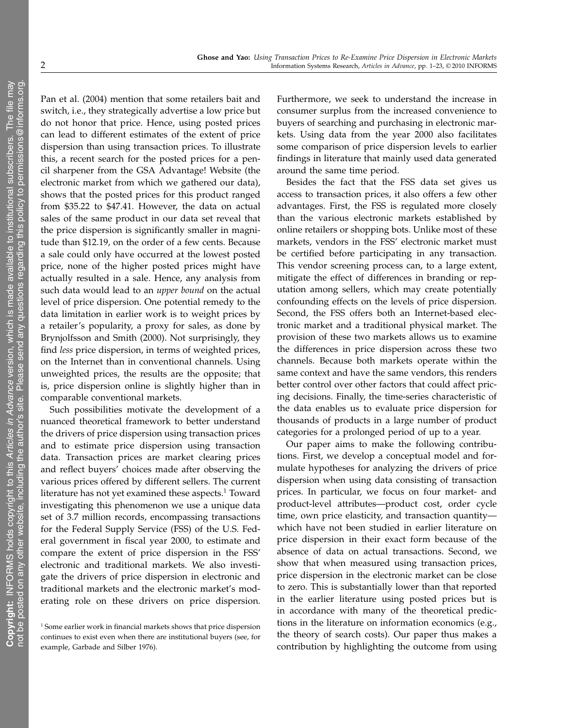Pan et al. (2004) mention that some retailers bait and switch, i.e., they strategically advertise a low price but do not honor that price. Hence, using posted prices can lead to different estimates of the extent of price dispersion than using transaction prices. To illustrate this, a recent search for the posted prices for a pencil sharpener from the GSA Advantage! Website (the electronic market from which we gathered our data), shows that the posted prices for this product ranged from \$35.22 to \$47.41. However, the data on actual sales of the same product in our data set reveal that the price dispersion is significantly smaller in magnitude than \$12.19, on the order of a few cents. Because a sale could only have occurred at the lowest posted price, none of the higher posted prices might have actually resulted in a sale. Hence, any analysis from such data would lead to an *upper bound* on the actual level of price dispersion. One potential remedy to the data limitation in earlier work is to weight prices by a retailer's popularity, a proxy for sales, as done by Brynjolfsson and Smith (2000). Not surprisingly, they find *less* price dispersion, in terms of weighted prices, on the Internet than in conventional channels. Using unweighted prices, the results are the opposite; that is, price dispersion online is slightly higher than in comparable conventional markets.

Such possibilities motivate the development of a nuanced theoretical framework to better understand the drivers of price dispersion using transaction prices and to estimate price dispersion using transaction data. Transaction prices are market clearing prices and reflect buyers' choices made after observing the various prices offered by different sellers. The current literature has not yet examined these aspects.[1] Toward investigating this phenomenon we use a unique data set of 3.7 million records, encompassing transactions for the Federal Supply Service (FSS) of the U.S. Federal government in fiscal year 2000, to estimate and compare the extent of price dispersion in the FSS' electronic and traditional markets. We also investigate the drivers of price dispersion in electronic and traditional markets and the electronic market's moderating role on these drivers on price dispersion. Furthermore, we seek to understand the increase in consumer surplus from the increased convenience to buyers of searching and purchasing in electronic markets. Using data from the year 2000 also facilitates some comparison of price dispersion levels to earlier findings in literature that mainly used data generated around the same time period.

Besides the fact that the FSS data set gives us access to transaction prices, it also offers a few other advantages. First, the FSS is regulated more closely than the various electronic markets established by online retailers or shopping bots. Unlike most of these markets, vendors in the FSS' electronic market must be certified before participating in any transaction. This vendor screening process can, to a large extent, mitigate the effect of differences in branding or reputation among sellers, which may create potentially confounding effects on the levels of price dispersion. Second, the FSS offers both an Internet-based electronic market and a traditional physical market. The provision of these two markets allows us to examine the differences in price dispersion across these two channels. Because both markets operate within the same context and have the same vendors, this renders better control over other factors that could affect pricing decisions. Finally, the time-series characteristic of the data enables us to evaluate price dispersion for thousands of products in a large number of product categories for a prolonged period of up to a year.

Our paper aims to make the following contributions. First, we develop a conceptual model and formulate hypotheses for analyzing the drivers of price dispersion when using data consisting of transaction prices. In particular, we focus on four market- and product-level attributes—product cost, order cycle time, own price elasticity, and transaction quantity—which have not been studied in earlier literature on price dispersion in their exact form because of the absence of data on actual transactions. Second, we show that when measured using transaction prices, price dispersion in the electronic market can be close to zero. This is substantially lower than that reported in the earlier literature using posted prices but is in accordance with many of the theoretical predictions in the literature on information economics (e.g., the theory of search costs). Our paper thus makes a contribution by highlighting the outcome from using

[1] Some earlier work in financial markets shows that price dispersion continues to exist even when there are institutional buyers (see, for example, Garbade and Silber 1976).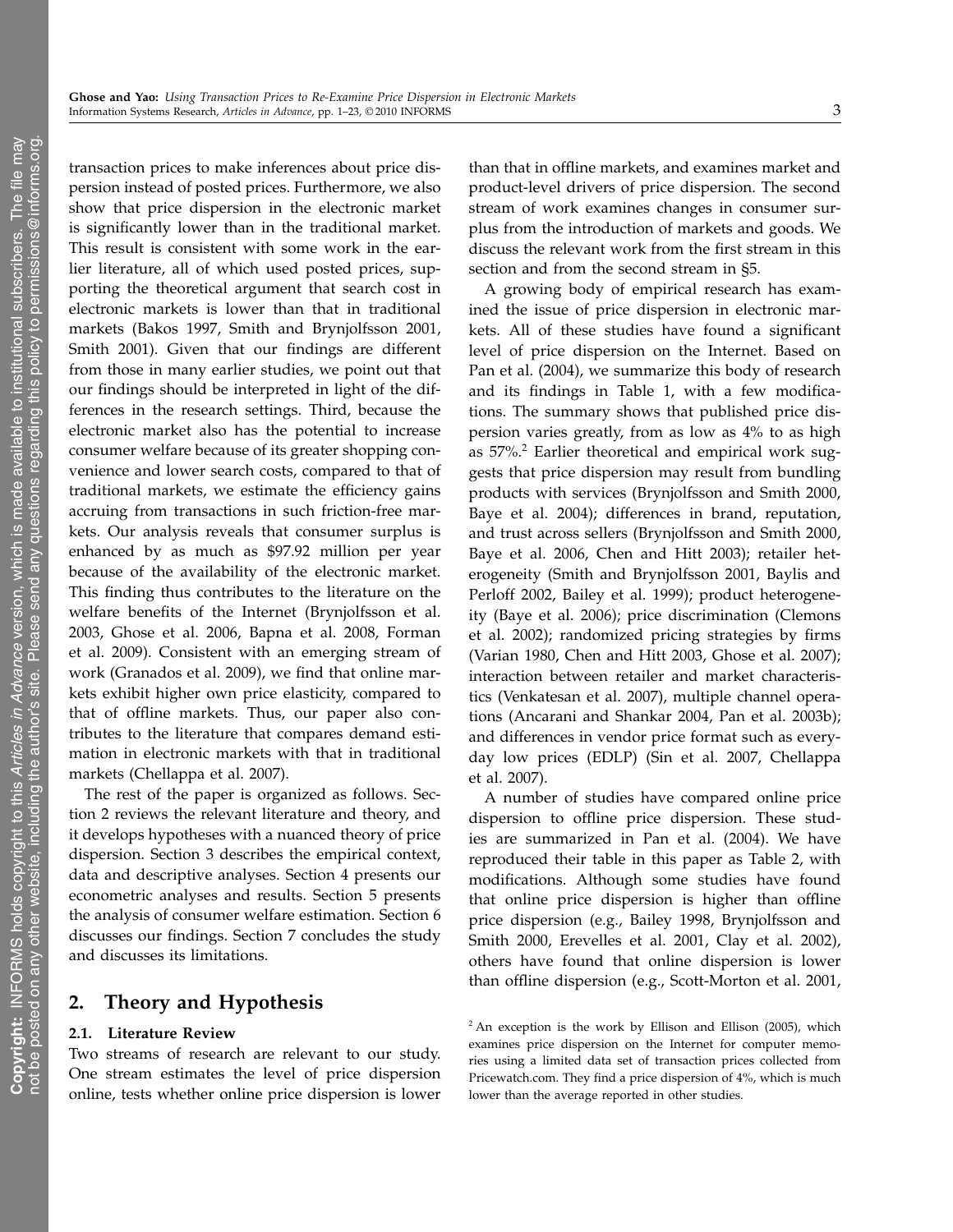transaction prices to make inferences about price dispersion instead of posted prices. Furthermore, we also show that price dispersion in the electronic market is significantly lower than in the traditional market. This result is consistent with some work in the earlier literature, all of which used posted prices, supporting the theoretical argument that search cost in electronic markets is lower than that in traditional markets (Bakos 1997, Smith and Brynjolfsson 2001, Smith 2001). Given that our findings are different from those in many earlier studies, we point out that our findings should be interpreted in light of the differences in the research settings. Third, because the electronic market also has the potential to increase consumer welfare because of its greater shopping convenience and lower search costs, compared to that of traditional markets, we estimate the efficiency gains accruing from transactions in such friction-free markets. Our analysis reveals that consumer surplus is enhanced by as much as \$97.92 million per year because of the availability of the electronic market. This finding thus contributes to the literature on the welfare benefits of the Internet (Brynjolfsson et al. 2003, Ghose et al. 2006, Bapna et al. 2008, Forman et al. 2009). Consistent with an emerging stream of work (Granados et al. 2009), we find that online markets exhibit higher own price elasticity, compared to that of offline markets. Thus, our paper also contributes to the literature that compares demand estimation in electronic markets with that in traditional markets (Chellappa et al. 2007).

The rest of the paper is organized as follows. Section 2 reviews the relevant literature and theory, and it develops hypotheses with a nuanced theory of price dispersion. Section 3 describes the empirical context, data and descriptive analyses. Section 4 presents our econometric analyses and results. Section 5 presents the analysis of consumer welfare estimation. Section 6 discusses our findings. Section 7 concludes the study and discusses its limitations.

## 2. Theory and Hypothesis

### 2.1. Literature Review

Two streams of research are relevant to our study. One stream estimates the level of price dispersion online, tests whether online price dispersion is lower than that in offline markets, and examines market and product-level drivers of price dispersion. The second stream of work examines changes in consumer surplus from the introduction of markets and goods. We discuss the relevant work from the first stream in this section and from the second stream in §5.

A growing body of empirical research has examined the issue of price dispersion in electronic markets. All of these studies have found a significant level of price dispersion on the Internet. Based on Pan et al. (2004), we summarize this body of research and its findings in Table 1, with a few modifications. The summary shows that published price dispersion varies greatly, from as low as 4% to as high as 57%.[2] Earlier theoretical and empirical work suggests that price dispersion may result from bundling products with services (Brynjolfsson and Smith 2000, Baye et al. 2004); differences in brand, reputation, and trust across sellers (Brynjolfsson and Smith 2000, Baye et al. 2006, Chen and Hitt 2003); retailer heterogeneity (Smith and Brynjolfsson 2001, Baylis and Perloff 2002, Bailey et al. 1999); product heterogeneity (Baye et al. 2006); price discrimination (Clemons et al. 2002); randomized pricing strategies by firms (Varian 1980, Chen and Hitt 2003, Ghose et al. 2007); interaction between retailer and market characteristics (Venkatesan et al. 2007), multiple channel operations (Ancarani and Shankar 2004, Pan et al. 2003b); and differences in vendor price format such as everyday low prices (EDLP) (Sin et al. 2007, Chellappa et al. 2007).

A number of studies have compared online price dispersion to offline price dispersion. These studies are summarized in Pan et al. (2004). We have reproduced their table in this paper as Table 2, with modifications. Although some studies have found that online price dispersion is higher than offline price dispersion (e.g., Bailey 1998, Brynjolfsson and Smith 2000, Erevelles et al. 2001, Clay et al. 2002), others have found that online dispersion is lower than offline dispersion (e.g., Scott-Morton et al. 2001,

[2] An exception is the work by Ellison and Ellison (2005), which examines price dispersion on the Internet for computer memories using a limited data set of transaction prices collected from Pricewatch.com. They find a price dispersion of 4%, which is much lower than the average reported in other studies.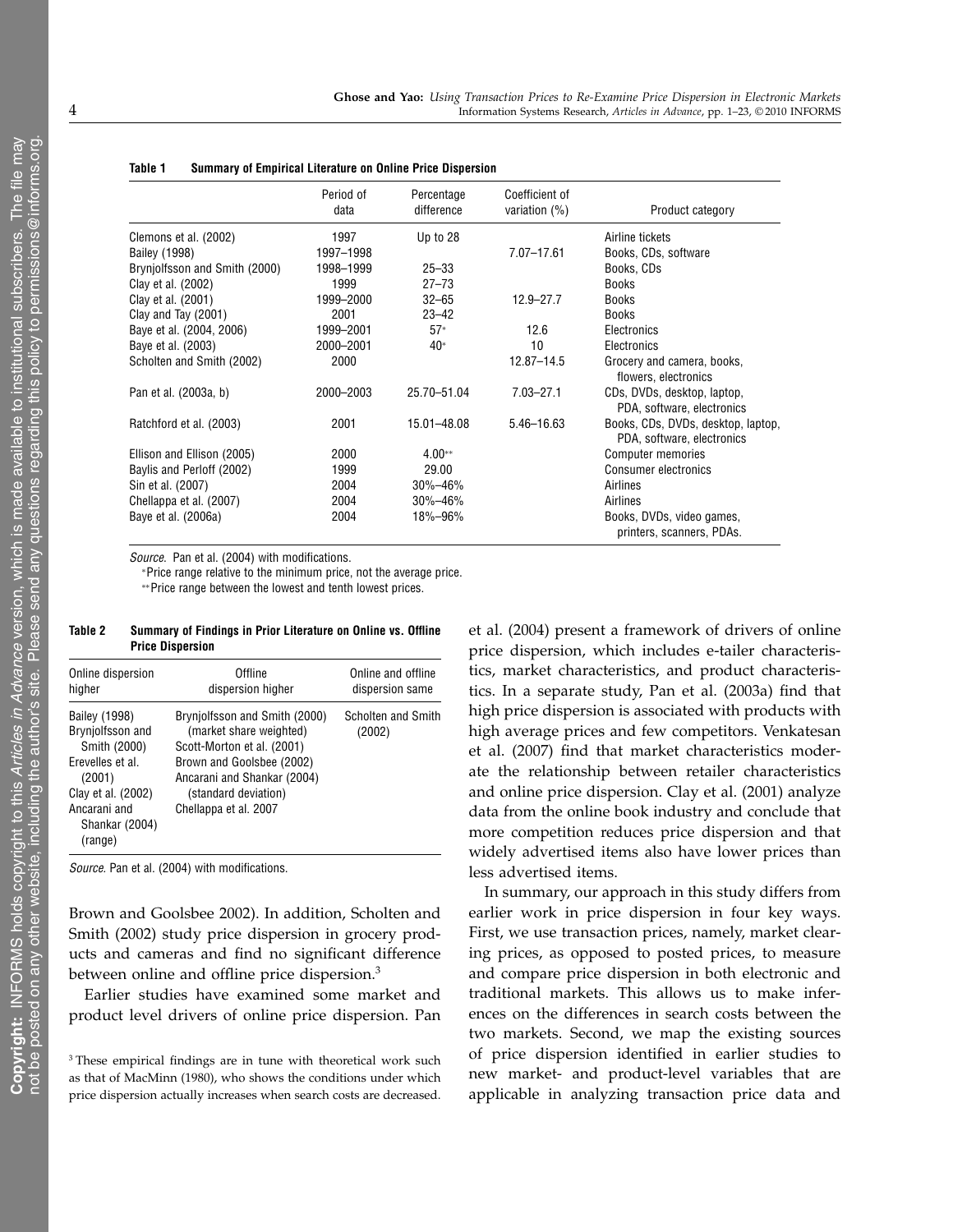**Table 1 Summary of Empirical Literature on Online Price Dispersion**

| | Period of data | Percentage difference | Coefficient of variation (%) | Product category |
|---|---|---|---|---|
| Clemons et al. (2002) | 1997 | Up to 28 | | Airline tickets |
| Bailey (1998) | 1997–1998 | | 7.07–17.61 | Books, CDs, software |
| Brynjolfsson and Smith (2000) | 1998–1999 | 25–33 | | Books, CDs |
| Clay et al. (2002) | 1999 | 27–73 | | Books |
| Clay et al. (2001) | 1999–2000 | 32–65 | 12.9–27.7 | Books |
| Clay and Tay (2001) | 2001 | 23–42 | | Books |
| Baye et al. (2004, 2006) | 1999–2001 | 57* | 12.6 | Electronics |
| Baye et al. (2003) | 2000–2001 | 40* | 10 | Electronics |
| Scholten and Smith (2002) | 2000 | | 12.87–14.5 | Grocery and camera, books, flowers, electronics |
| Pan et al. (2003a, b) | 2000–2003 | 25.70–51.04 | 7.03–27.1 | CDs, DVDs, desktop, laptop, PDA, software, electronics |
| Ratchford et al. (2003) | 2001 | 15.01–48.08 | 5.46–16.63 | Books, CDs, DVDs, desktop, laptop, PDA, software, electronics |
| Ellison and Ellison (2005) | 2000 | 4.00** | | Computer memories |
| Baylis and Perloff (2002) | 1999 | 29.00 | | Consumer electronics |
| Sin et al. (2007) | 2004 | 30%–46% | | Airlines |
| Chellappa et al. (2007) | 2004 | 30%–46% | | Airlines |
| Baye et al. (2006a) | 2004 | 18%–96% | | Books, DVDs, video games, printers, scanners, PDAs. |

*Source.* Pan et al. (2004) with modifications.

*Price range relative to the minimum price, not the average price.

**Price range between the lowest and tenth lowest prices.

**Table 2 Summary of Findings in Prior Literature on Online vs. Offline Price Dispersion**

| Online dispersion higher | Offline dispersion higher | Online and offline dispersion same |
|---|---|---|
| Bailey (1998)<br>Brynjolfsson and Smith (2000)<br>Erevelles et al. (2001)<br>Clay et al. (2002)<br>Ancarani and Shankar (2004) (range) | Brynjolfsson and Smith (2000) (market share weighted)<br>Scott-Morton et al. (2001)<br>Brown and Goolsbee (2002)<br>Ancarani and Shankar (2004) (standard deviation)<br>Chellappa et al. 2007 | Scholten and Smith (2002) |

*Source.* Pan et al. (2004) with modifications.

Brown and Goolsbee 2002). In addition, Scholten and Smith (2002) study price dispersion in grocery products and cameras and find no significant difference between online and offline price dispersion.[3]

Earlier studies have examined some market and product level drivers of online price dispersion. Pan et al. (2004) present a framework of drivers of online price dispersion, which includes e-tailer characteristics, market characteristics, and product characteristics. In a separate study, Pan et al. (2003a) find that high price dispersion is associated with products with high average prices and few competitors. Venkatesan et al. (2007) find that market characteristics moderate the relationship between retailer characteristics and online price dispersion. Clay et al. (2001) analyze data from the online book industry and conclude that more competition reduces price dispersion and that widely advertised items also have lower prices than less advertised items.

In summary, our approach in this study differs from earlier work in price dispersion in four key ways. First, we use transaction prices, namely, market clearing prices, as opposed to posted prices, to measure and compare price dispersion in both electronic and traditional markets. This allows us to make inferences on the differences in search costs between the two markets. Second, we map the existing sources of price dispersion identified in earlier studies to new market- and product-level variables that are applicable in analyzing transaction price data and

[3] These empirical findings are in tune with theoretical work such as that of MacMinn (1980), who shows the conditions under which price dispersion actually increases when search costs are decreased.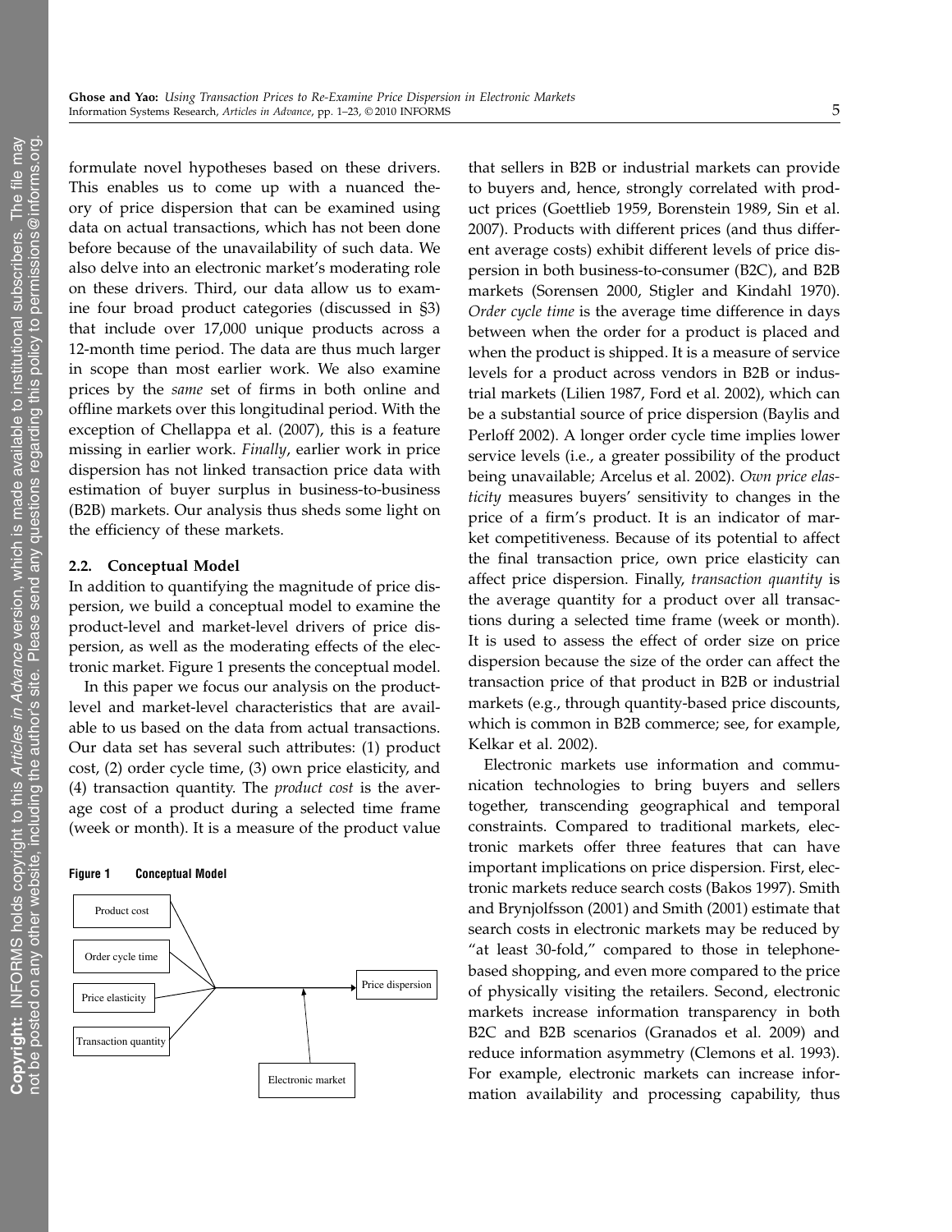formulate novel hypotheses based on these drivers. This enables us to come up with a nuanced theory of price dispersion that can be examined using data on actual transactions, which has not been done before because of the unavailability of such data. We also delve into an electronic market's moderating role on these drivers. Third, our data allow us to examine four broad product categories (discussed in §3) that include over 17,000 unique products across a 12-month time period. The data are thus much larger in scope than most earlier work. We also examine prices by the *same* set of firms in both online and offline markets over this longitudinal period. With the exception of Chellappa et al. (2007), this is a feature missing in earlier work. *Finally*, earlier work in price dispersion has not linked transaction price data with estimation of buyer surplus in business-to-business (B2B) markets. Our analysis thus sheds some light on the efficiency of these markets.

### 2.2. Conceptual Model

In addition to quantifying the magnitude of price dispersion, we build a conceptual model to examine the product-level and market-level drivers of price dispersion, as well as the moderating effects of the electronic market. Figure 1 presents the conceptual model.

In this paper we focus our analysis on the product-level and market-level characteristics that are available to us based on the data from actual transactions. Our data set has several such attributes: (1) product cost, (2) order cycle time, (3) own price elasticity, and (4) transaction quantity. The *product cost* is the average cost of a product during a selected time frame (week or month). It is a measure of the product value that sellers in B2B or industrial markets can provide to buyers and, hence, strongly correlated with product prices (Goettlieb 1959, Borenstein 1989, Sin et al. 2007). Products with different prices (and thus different average costs) exhibit different levels of price dispersion in both business-to-consumer (B2C), and B2B markets (Sorensen 2000, Stigler and Kindahl 1970). *Order cycle time* is the average time difference in days between when the order for a product is placed and when the product is shipped. It is a measure of service levels for a product across vendors in B2B or industrial markets (Lilien 1987, Ford et al. 2002), which can be a substantial source of price dispersion (Baylis and Perloff 2002). A longer order cycle time implies lower service levels (i.e., a greater possibility of the product being unavailable; Arcelus et al. 2002). *Own price elasticity* measures buyers' sensitivity to changes in the price of a firm's product. It is an indicator of market competitiveness. Because of its potential to affect the final transaction price, own price elasticity can affect price dispersion. Finally, *transaction quantity* is the average quantity for a product over all transactions during a selected time frame (week or month). It is used to assess the effect of order size on price dispersion because the size of the order can affect the transaction price of that product in B2B or industrial markets (e.g., through quantity-based price discounts, which is common in B2B commerce; see, for example, Kelkar et al. 2002).

**Figure 1** Conceptual Model

Product cost → Price dispersion
Order cycle time → Price dispersion
Price elasticity → Price dispersion
Transaction quantity → Price dispersion
Electronic market (moderator)

Electronic markets use information and communication technologies to bring buyers and sellers together, transcending geographical and temporal constraints. Compared to traditional markets, electronic markets offer three features that can have important implications on price dispersion. First, electronic markets reduce search costs (Bakos 1997). Smith and Brynjolfsson (2001) and Smith (2001) estimate that search costs in electronic markets may be reduced by "at least 30-fold," compared to those in telephone-based shopping, and even more compared to the price of physically visiting the retailers. Second, electronic markets increase information transparency in both B2C and B2B scenarios (Granados et al. 2009) and reduce information asymmetry (Clemons et al. 1993). For example, electronic markets can increase information availability and processing capability, thus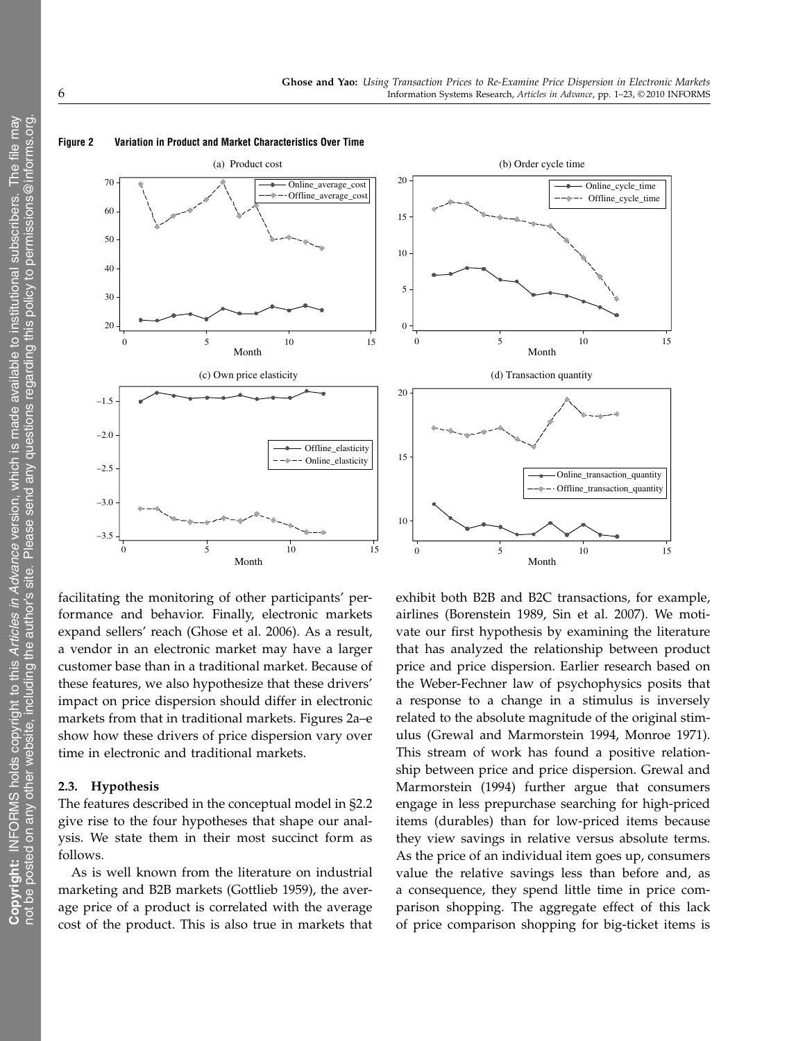**Figure 2 Variation in Product and Market Characteristics Over Time**

facilitating the monitoring of other participants' performance and behavior. Finally, electronic markets expand sellers' reach (Ghose et al. 2006). As a result, a vendor in an electronic market may have a larger customer base than in a traditional market. Because of these features, we also hypothesize that these drivers' impact on price dispersion should differ in electronic markets from that in traditional markets. Figures 2a–e show how these drivers of price dispersion vary over time in electronic and traditional markets.

### 2.3. Hypothesis

The features described in the conceptual model in §2.2 give rise to the four hypotheses that shape our analysis. We state them in their most succinct form as follows.

As is well known from the literature on industrial marketing and B2B markets (Gottlieb 1959), the average price of a product is correlated with the average cost of the product. This is also true in markets that exhibit both B2B and B2C transactions, for example, airlines (Borenstein 1989, Sin et al. 2007). We motivate our first hypothesis by examining the literature that has analyzed the relationship between product price and price dispersion. Earlier research based on the Weber-Fechner law of psychophysics posits that a response to a change in a stimulus is inversely related to the absolute magnitude of the original stimulus (Grewal and Marmorstein 1994, Monroe 1971). This stream of work has found a positive relationship between price and price dispersion. Grewal and Marmorstein (1994) further argue that consumers engage in less prepurchase searching for high-priced items (durables) than for low-priced items because they view savings in relative versus absolute terms. As the price of an individual item goes up, consumers value the relative savings less than before and, as a consequence, they spend little time in price comparison shopping. The aggregate effect of this lack of price comparison shopping for big-ticket items is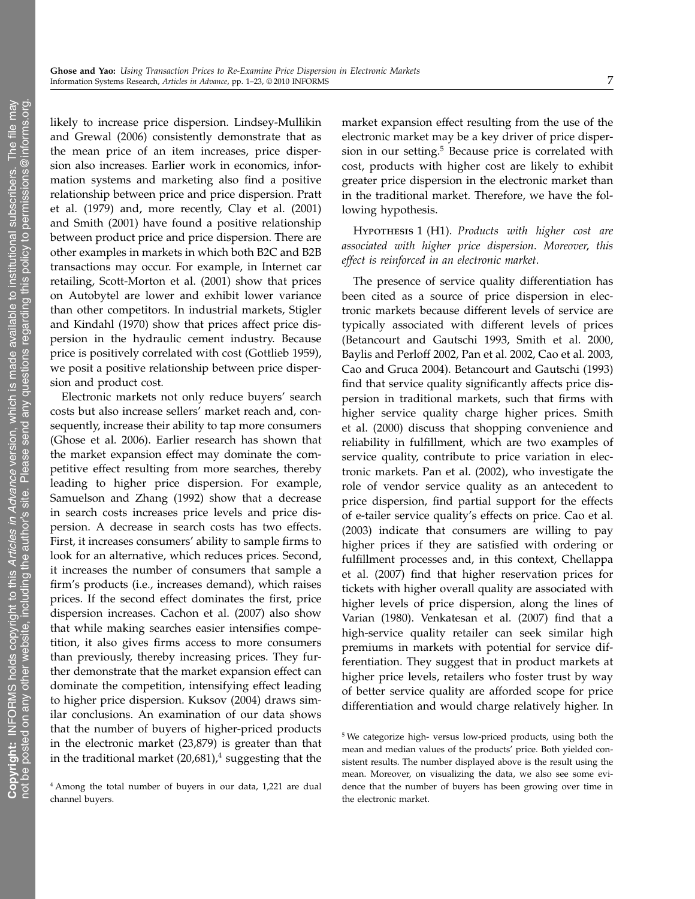likely to increase price dispersion. Lindsey-Mullikin and Grewal (2006) consistently demonstrate that as the mean price of an item increases, price dispersion also increases. Earlier work in economics, information systems and marketing also find a positive relationship between price and price dispersion. Pratt et al. (1979) and, more recently, Clay et al. (2001) and Smith (2001) have found a positive relationship between product price and price dispersion. There are other examples in markets in which both B2C and B2B transactions may occur. For example, in Internet car retailing, Scott-Morton et al. (2001) show that prices on Autobytel are lower and exhibit lower variance than other competitors. In industrial markets, Stigler and Kindahl (1970) show that prices affect price dispersion in the hydraulic cement industry. Because price is positively correlated with cost (Gottlieb 1959), we posit a positive relationship between price dispersion and product cost.

Electronic markets not only reduce buyers' search costs but also increase sellers' market reach and, consequently, increase their ability to tap more consumers (Ghose et al. 2006). Earlier research has shown that the market expansion effect may dominate the competitive effect resulting from more searches, thereby leading to higher price dispersion. For example, Samuelson and Zhang (1992) show that a decrease in search costs increases price levels and price dispersion. A decrease in search costs has two effects. First, it increases consumers' ability to sample firms to look for an alternative, which reduces prices. Second, it increases the number of consumers that sample a firm's products (i.e., increases demand), which raises prices. If the second effect dominates the first, price dispersion increases. Cachon et al. (2007) also show that while making searches easier intensifies competition, it also gives firms access to more consumers than previously, thereby increasing prices. They further demonstrate that the market expansion effect can dominate the competition, intensifying effect leading to higher price dispersion. Kuksov (2004) draws similar conclusions. An examination of our data shows that the number of buyers of higher-priced products in the electronic market (23,879) is greater than that in the traditional market (20,681),[4] suggesting that the market expansion effect resulting from the use of the electronic market may be a key driver of price dispersion in our setting.[5] Because price is correlated with cost, products with higher cost are likely to exhibit greater price dispersion in the electronic market than in the traditional market. Therefore, we have the following hypothesis.

Hypothesis 1 (H1). *Products with higher cost are associated with higher price dispersion. Moreover, this effect is reinforced in an electronic market.*

The presence of service quality differentiation has been cited as a source of price dispersion in electronic markets because different levels of service are typically associated with different levels of prices (Betancourt and Gautschi 1993, Smith et al. 2000, Baylis and Perloff 2002, Pan et al. 2002, Cao et al. 2003, Cao and Gruca 2004). Betancourt and Gautschi (1993) find that service quality significantly affects price dispersion in traditional markets, such that firms with higher service quality charge higher prices. Smith et al. (2000) discuss that shopping convenience and reliability in fulfillment, which are two examples of service quality, contribute to price variation in electronic markets. Pan et al. (2002), who investigate the role of vendor service quality as an antecedent to price dispersion, find partial support for the effects of e-tailer service quality's effects on price. Cao et al. (2003) indicate that consumers are willing to pay higher prices if they are satisfied with ordering or fulfillment processes and, in this context, Chellappa et al. (2007) find that higher reservation prices for tickets with higher overall quality are associated with higher levels of price dispersion, along the lines of Varian (1980). Venkatesan et al. (2007) find that a high-service quality retailer can seek similar high premiums in markets with potential for service differentiation. They suggest that in product markets at higher price levels, retailers who foster trust by way of better service quality are afforded scope for price differentiation and would charge relatively higher. In

[4] Among the total number of buyers in our data, 1,221 are dual channel buyers.

[5] We categorize high- versus low-priced products, using both the mean and median values of the products' price. Both yielded consistent results. The number displayed above is the result using the mean. Moreover, on visualizing the data, we also see some evidence that the number of buyers has been growing over time in the electronic market.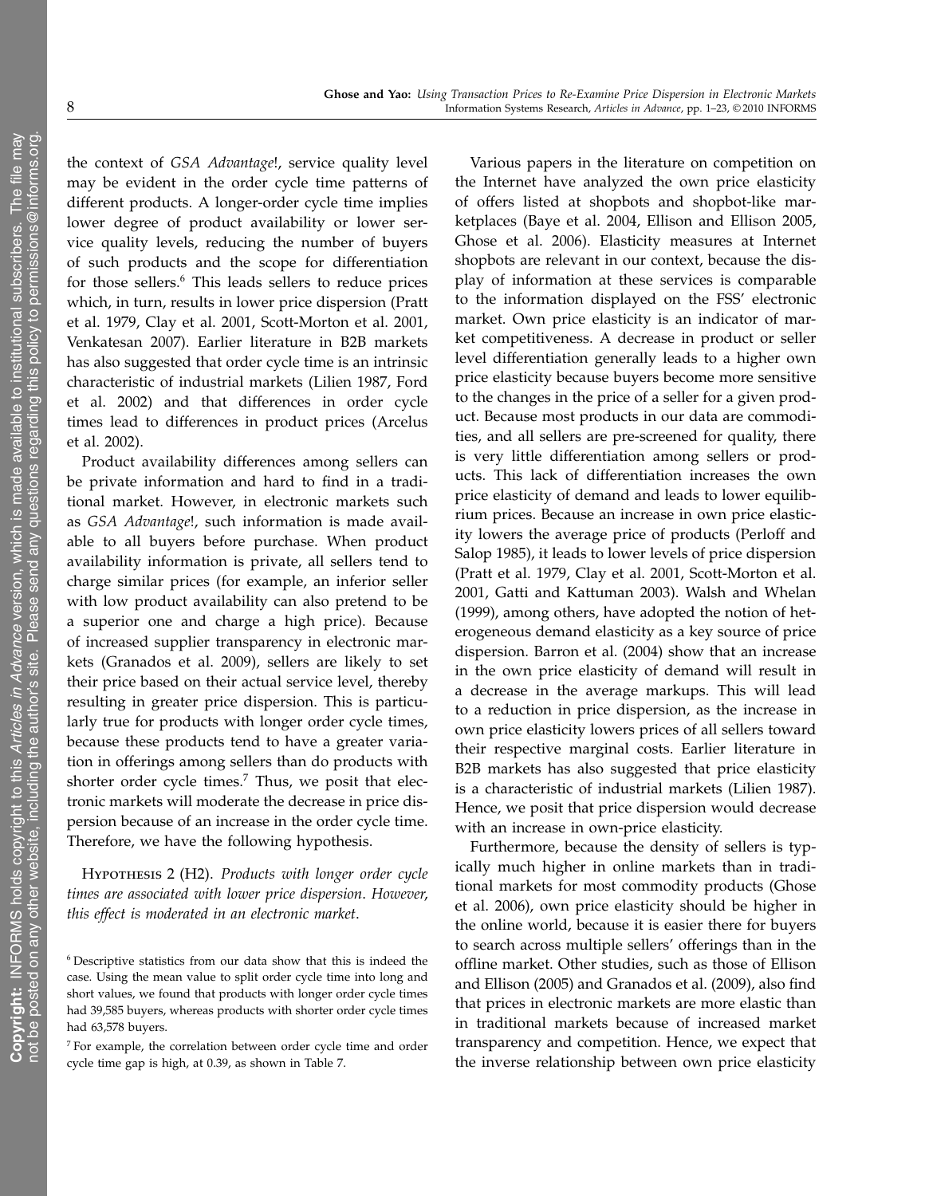the context of *GSA Advantage*!, service quality level may be evident in the order cycle time patterns of different products. A longer-order cycle time implies lower degree of product availability or lower service quality levels, reducing the number of buyers of such products and the scope for differentiation for those sellers.[6] This leads sellers to reduce prices which, in turn, results in lower price dispersion (Pratt et al. 1979, Clay et al. 2001, Scott-Morton et al. 2001, Venkatesan 2007). Earlier literature in B2B markets has also suggested that order cycle time is an intrinsic characteristic of industrial markets (Lilien 1987, Ford et al. 2002) and that differences in order cycle times lead to differences in product prices (Arcelus et al. 2002).

Product availability differences among sellers can be private information and hard to find in a traditional market. However, in electronic markets such as *GSA Advantage*!, such information is made available to all buyers before purchase. When product availability information is private, all sellers tend to charge similar prices (for example, an inferior seller with low product availability can also pretend to be a superior one and charge a high price). Because of increased supplier transparency in electronic markets (Granados et al. 2009), sellers are likely to set their price based on their actual service level, thereby resulting in greater price dispersion. This is particularly true for products with longer order cycle times, because these products tend to have a greater variation in offerings among sellers than do products with shorter order cycle times.[7] Thus, we posit that electronic markets will moderate the decrease in price dispersion because of an increase in the order cycle time. Therefore, we have the following hypothesis.

Hypothesis 2 (H2). *Products with longer order cycle times are associated with lower price dispersion. However, this effect is moderated in an electronic market.*

Various papers in the literature on competition on the Internet have analyzed the own price elasticity of offers listed at shopbots and shopbot-like marketplaces (Baye et al. 2004, Ellison and Ellison 2005, Ghose et al. 2006). Elasticity measures at Internet shopbots are relevant in our context, because the display of information at these services is comparable to the information displayed on the FSS' electronic market. Own price elasticity is an indicator of market competitiveness. A decrease in product or seller level differentiation generally leads to a higher own price elasticity because buyers become more sensitive to the changes in the price of a seller for a given product. Because most products in our data are commodities, and all sellers are pre-screened for quality, there is very little differentiation among sellers or products. This lack of differentiation increases the own price elasticity of demand and leads to lower equilibrium prices. Because an increase in own price elasticity lowers the average price of products (Perloff and Salop 1985), it leads to lower levels of price dispersion (Pratt et al. 1979, Clay et al. 2001, Scott-Morton et al. 2001, Gatti and Kattuman 2003). Walsh and Whelan (1999), among others, have adopted the notion of heterogeneous demand elasticity as a key source of price dispersion. Barron et al. (2004) show that an increase in the own price elasticity of demand will result in a decrease in the average markups. This will lead to a reduction in price dispersion, as the increase in own price elasticity lowers prices of all sellers toward their respective marginal costs. Earlier literature in B2B markets has also suggested that price elasticity is a characteristic of industrial markets (Lilien 1987). Hence, we posit that price dispersion would decrease with an increase in own-price elasticity.

Furthermore, because the density of sellers is typically much higher in online markets than in traditional markets for most commodity products (Ghose et al. 2006), own price elasticity should be higher in the online world, because it is easier there for buyers to search across multiple sellers' offerings than in the offline market. Other studies, such as those of Ellison and Ellison (2005) and Granados et al. (2009), also find that prices in electronic markets are more elastic than in traditional markets because of increased market transparency and competition. Hence, we expect that the inverse relationship between own price elasticity

[6] Descriptive statistics from our data show that this is indeed the case. Using the mean value to split order cycle time into long and short values, we found that products with longer order cycle times had 39,585 buyers, whereas products with shorter order cycle times had 63,578 buyers.

[7] For example, the correlation between order cycle time and order cycle time gap is high, at 0.39, as shown in Table 7.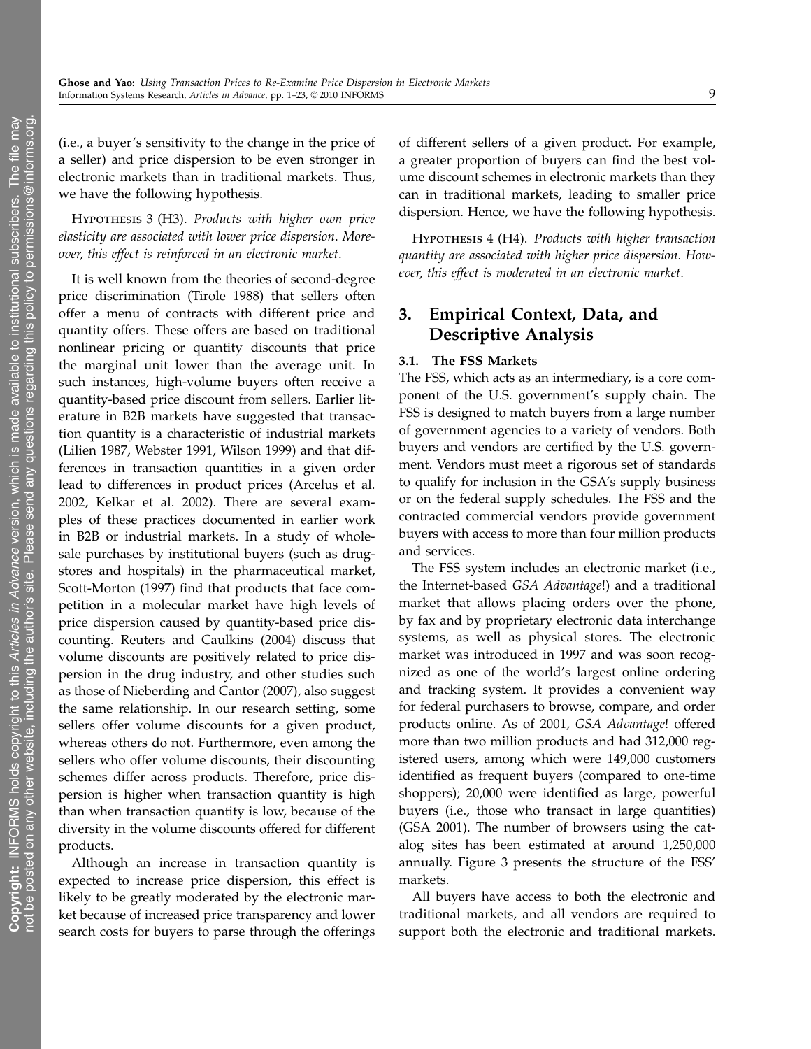(i.e., a buyer's sensitivity to the change in the price of a seller) and price dispersion to be even stronger in electronic markets than in traditional markets. Thus, we have the following hypothesis.

Hypothesis 3 (H3). *Products with higher own price elasticity are associated with lower price dispersion. Moreover, this effect is reinforced in an electronic market.*

It is well known from the theories of second-degree price discrimination (Tirole 1988) that sellers often offer a menu of contracts with different price and quantity offers. These offers are based on traditional nonlinear pricing or quantity discounts that price the marginal unit lower than the average unit. In such instances, high-volume buyers often receive a quantity-based price discount from sellers. Earlier literature in B2B markets have suggested that transaction quantity is a characteristic of industrial markets (Lilien 1987, Webster 1991, Wilson 1999) and that differences in transaction quantities in a given order lead to differences in product prices (Arcelus et al. 2002, Kelkar et al. 2002). There are several examples of these practices documented in earlier work in B2B or industrial markets. In a study of wholesale purchases by institutional buyers (such as drugstores and hospitals) in the pharmaceutical market, Scott-Morton (1997) find that products that face competition in a molecular market have high levels of price dispersion caused by quantity-based price discounting. Reuters and Caulkins (2004) discuss that volume discounts are positively related to price dispersion in the drug industry, and other studies such as those of Nieberding and Cantor (2007), also suggest the same relationship. In our research setting, some sellers offer volume discounts for a given product, whereas others do not. Furthermore, even among the sellers who offer volume discounts, their discounting schemes differ across products. Therefore, price dispersion is higher when transaction quantity is high than when transaction quantity is low, because of the diversity in the volume discounts offered for different products.

Although an increase in transaction quantity is expected to increase price dispersion, this effect is likely to be greatly moderated by the electronic market because of increased price transparency and lower search costs for buyers to parse through the offerings of different sellers of a given product. For example, a greater proportion of buyers can find the best volume discount schemes in electronic markets than they can in traditional markets, leading to smaller price dispersion. Hence, we have the following hypothesis.

Hypothesis 4 (H4). *Products with higher transaction quantity are associated with higher price dispersion. However, this effect is moderated in an electronic market.*

## 3. Empirical Context, Data, and Descriptive Analysis

### 3.1. The FSS Markets

The FSS, which acts as an intermediary, is a core component of the U.S. government's supply chain. The FSS is designed to match buyers from a large number of government agencies to a variety of vendors. Both buyers and vendors are certified by the U.S. government. Vendors must meet a rigorous set of standards to qualify for inclusion in the GSA's supply business or on the federal supply schedules. The FSS and the contracted commercial vendors provide government buyers with access to more than four million products and services.

The FSS system includes an electronic market (i.e., the Internet-based *GSA Advantage*!) and a traditional market that allows placing orders over the phone, by fax and by proprietary electronic data interchange systems, as well as physical stores. The electronic market was introduced in 1997 and was soon recognized as one of the world's largest online ordering and tracking system. It provides a convenient way for federal purchasers to browse, compare, and order products online. As of 2001, *GSA Advantage*! offered more than two million products and had 312,000 registered users, among which were 149,000 customers identified as frequent buyers (compared to one-time shoppers); 20,000 were identified as large, powerful buyers (i.e., those who transact in large quantities) (GSA 2001). The number of browsers using the catalog sites has been estimated at around 1,250,000 annually. Figure 3 presents the structure of the FSS' markets.

All buyers have access to both the electronic and traditional markets, and all vendors are required to support both the electronic and traditional markets.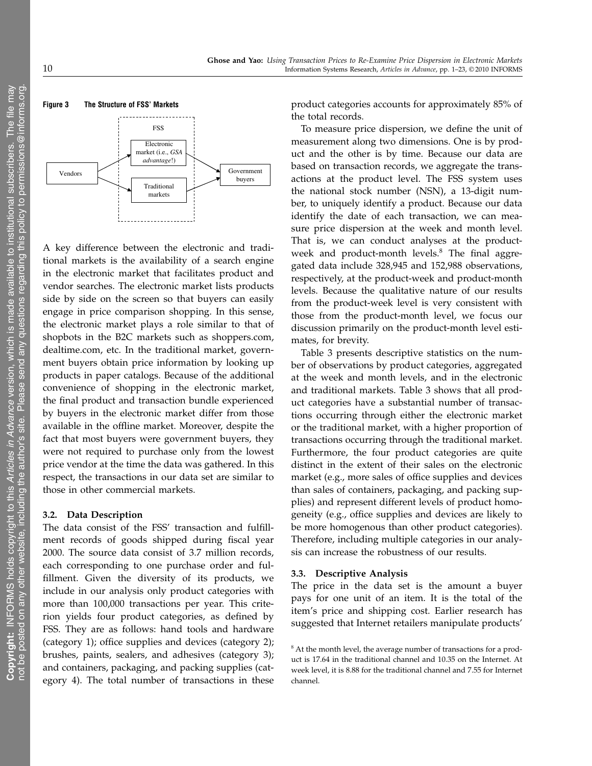**Figure 3 The Structure of FSS' Markets**

A key difference between the electronic and traditional markets is the availability of a search engine in the electronic market that facilitates product and vendor searches. The electronic market lists products side by side on the screen so that buyers can easily engage in price comparison shopping. In this sense, the electronic market plays a role similar to that of shopbots in the B2C markets such as shoppers.com, dealtime.com, etc. In the traditional market, government buyers obtain price information by looking up products in paper catalogs. Because of the additional convenience of shopping in the electronic market, the final product and transaction bundle experienced by buyers in the electronic market differ from those available in the offline market. Moreover, despite the fact that most buyers were government buyers, they were not required to purchase only from the lowest price vendor at the time the data was gathered. In this respect, the transactions in our data set are similar to those in other commercial markets.

### 3.2. Data Description

The data consist of the FSS' transaction and fulfillment records of goods shipped during fiscal year 2000. The source data consist of 3.7 million records, each corresponding to one purchase order and fulfillment. Given the diversity of its products, we include in our analysis only product categories with more than 100,000 transactions per year. This criterion yields four product categories, as defined by FSS. They are as follows: hand tools and hardware (category 1); office supplies and devices (category 2); brushes, paints, sealers, and adhesives (category 3); and containers, packaging, and packing supplies (category 4). The total number of transactions in these product categories accounts for approximately 85% of the total records.

To measure price dispersion, we define the unit of measurement along two dimensions. One is by product and the other is by time. Because our data are based on transaction records, we aggregate the transactions at the product level. The FSS system uses the national stock number (NSN), a 13-digit number, to uniquely identify a product. Because our data identify the date of each transaction, we can measure price dispersion at the week and month level. That is, we can conduct analyses at the product-week and product-month levels.[8] The final aggregated data include 328,945 and 152,988 observations, respectively, at the product-week and product-month levels. Because the qualitative nature of our results from the product-week level is very consistent with those from the product-month level, we focus our discussion primarily on the product-month level estimates, for brevity.

Table 3 presents descriptive statistics on the number of observations by product categories, aggregated at the week and month levels, and in the electronic and traditional markets. Table 3 shows that all product categories have a substantial number of transactions occurring through either the electronic market or the traditional market, with a higher proportion of transactions occurring through the traditional market. Furthermore, the four product categories are quite distinct in the extent of their sales on the electronic market (e.g., more sales of office supplies and devices than sales of containers, packaging, and packing supplies) and represent different levels of product homogeneity (e.g., office supplies and devices are likely to be more homogenous than other product categories). Therefore, including multiple categories in our analysis can increase the robustness of our results.

### 3.3. Descriptive Analysis

The price in the data set is the amount a buyer pays for one unit of an item. It is the total of the item's price and shipping cost. Earlier research has suggested that Internet retailers manipulate products'

[8] At the month level, the average number of transactions for a product is 17.64 in the traditional channel and 10.35 on the Internet. At week level, it is 8.88 for the traditional channel and 7.55 for Internet channel.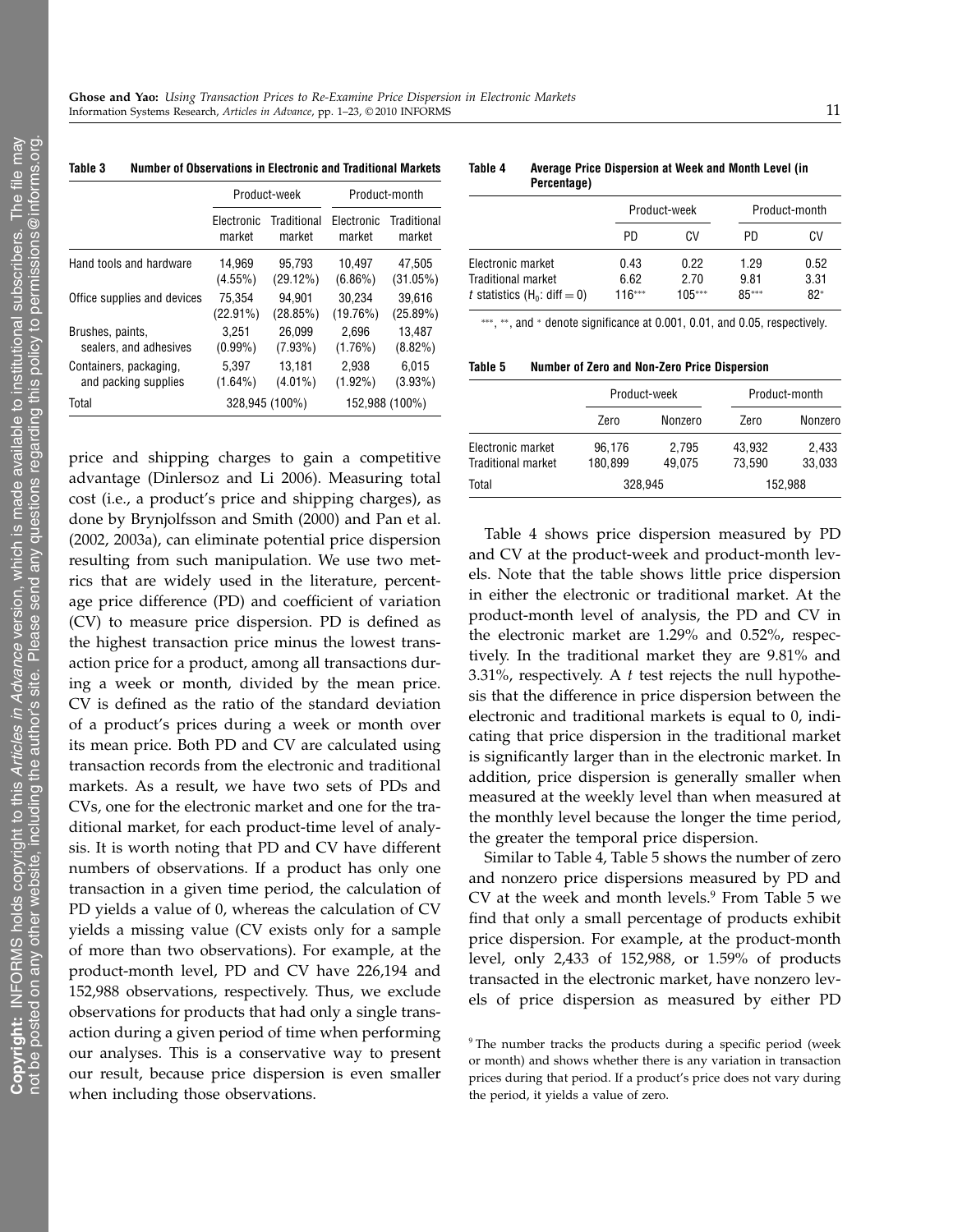**Table 3 Number of Observations in Electronic and Traditional Markets**

| | Product-week | | Product-month | |
|---|---|---|---|---|
| | Electronic market | Traditional market | Electronic market | Traditional market |
| Hand tools and hardware | 14,969 (4.55%) | 95,793 (29.12%) | 10,497 (6.86%) | 47,505 (31.05%) |
| Office supplies and devices | 75,354 (22.91%) | 94,901 (28.85%) | 30,234 (19.76%) | 39,616 (25.89%) |
| Brushes, paints, sealers, and adhesives | 3,251 (0.99%) | 26,099 (7.93%) | 2,696 (1.76%) | 13,487 (8.82%) |
| Containers, packaging, and packing supplies | 5,397 (1.64%) | 13,181 (4.01%) | 2,938 (1.92%) | 6,015 (3.93%) |
| Total | 328,945 (100%) | | 152,988 (100%) | |

price and shipping charges to gain a competitive advantage (Dinlersoz and Li 2006). Measuring total cost (i.e., a product's price and shipping charges), as done by Brynjolfsson and Smith (2000) and Pan et al. (2002, 2003a), can eliminate potential price dispersion resulting from such manipulation. We use two metrics that are widely used in the literature, percentage price difference (PD) and coefficient of variation (CV) to measure price dispersion. PD is defined as the highest transaction price minus the lowest transaction price for a product, among all transactions during a week or month, divided by the mean price. CV is defined as the ratio of the standard deviation of a product's prices during a week or month over its mean price. Both PD and CV are calculated using transaction records from the electronic and traditional markets. As a result, we have two sets of PDs and CVs, one for the electronic market and one for the traditional market, for each product-time level of analysis. It is worth noting that PD and CV have different numbers of observations. If a product has only one transaction in a given time period, the calculation of PD yields a value of 0, whereas the calculation of CV yields a missing value (CV exists only for a sample of more than two observations). For example, at the product-month level, PD and CV have 226,194 and 152,988 observations, respectively. Thus, we exclude observations for products that had only a single transaction during a given period of time when performing our analyses. This is a conservative way to present our result, because price dispersion is even smaller when including those observations.

**Table 4 Average Price Dispersion at Week and Month Level (in Percentage)**

| | Product-week | | Product-month | |
|---|---|---|---|---|
| | PD | CV | PD | CV |
| Electronic market | 0.43 | 0.22 | 1.29 | 0.52 |
| Traditional market | 6.62 | 2.70 | 9.81 | 3.31 |
| $t$ statistics ($H_0$: diff $= 0$) | 116*** | 105*** | 85*** | 82* |

***, **, and * denote significance at 0.001, 0.01, and 0.05, respectively.

**Table 5 Number of Zero and Non-Zero Price Dispersion**

| | Product-week | | Product-month | |
|---|---|---|---|---|
| | Zero | Nonzero | Zero | Nonzero |
| Electronic market | 96,176 | 2,795 | 43,932 | 2,433 |
| Traditional market | 180,899 | 49,075 | 73,590 | 33,033 |
| Total | 328,945 | | 152,988 | |

Table 4 shows price dispersion measured by PD and CV at the product-week and product-month levels. Note that the table shows little price dispersion in either the electronic or traditional market. At the product-month level of analysis, the PD and CV in the electronic market are 1.29% and 0.52%, respectively. In the traditional market they are 9.81% and 3.31%, respectively. A $t$ test rejects the null hypothesis that the difference in price dispersion between the electronic and traditional markets is equal to 0, indicating that price dispersion in the traditional market is significantly larger than in the electronic market. In addition, price dispersion is generally smaller when measured at the weekly level than when measured at the monthly level because the longer the time period, the greater the temporal price dispersion.

Similar to Table 4, Table 5 shows the number of zero and nonzero price dispersions measured by PD and CV at the week and month levels.[9] From Table 5 we find that only a small percentage of products exhibit price dispersion. For example, at the product-month level, only 2,433 of 152,988, or 1.59% of products transacted in the electronic market, have nonzero levels of price dispersion as measured by either PD

[9] The number tracks the products during a specific period (week or month) and shows whether there is any variation in transaction prices during that period. If a product's price does not vary during the period, it yields a value of zero.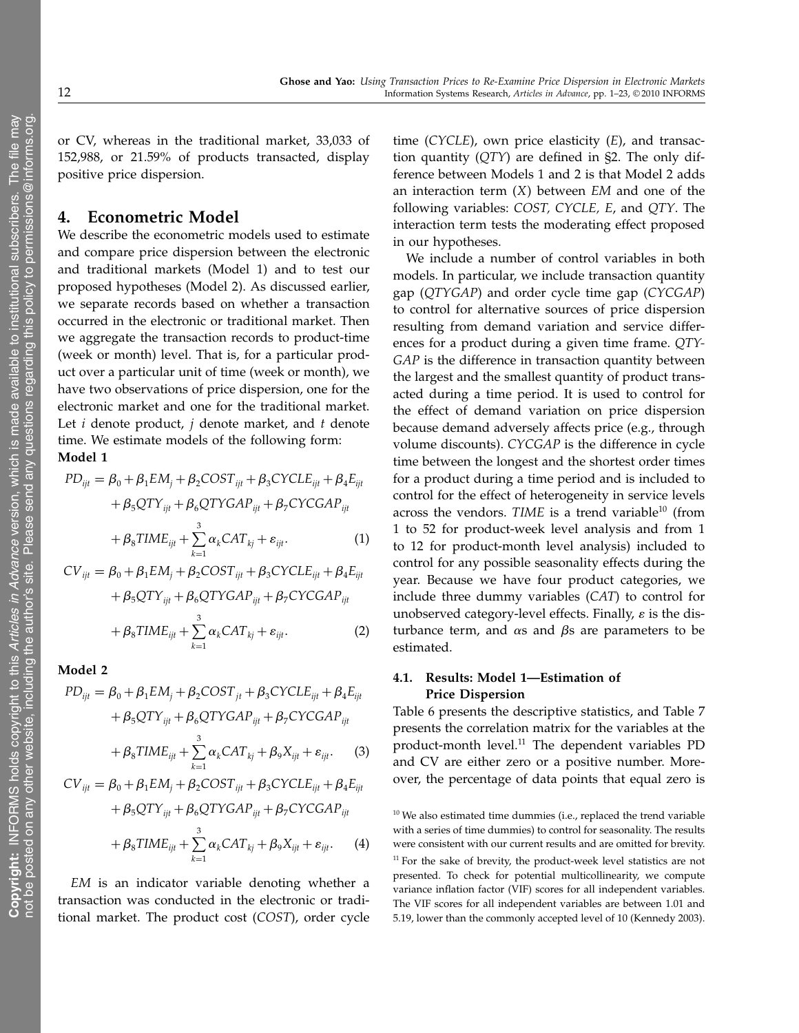or CV, whereas in the traditional market, 33,033 of 152,988, or 21.59% of products transacted, display positive price dispersion.

## 4. Econometric Model

We describe the econometric models used to estimate and compare price dispersion between the electronic and traditional markets (Model 1) and to test our proposed hypotheses (Model 2). As discussed earlier, we separate records based on whether a transaction occurred in the electronic or traditional market. Then we aggregate the transaction records to product-time (week or month) level. That is, for a particular product over a particular unit of time (week or month), we have two observations of price dispersion, one for the electronic market and one for the traditional market. Let $i$ denote product, $j$ denote market, and $t$ denote time. We estimate models of the following form:

**Model 1**

$$PD_{ijt} = \beta_0 + \beta_1 EM_j + \beta_2 COST_{ijt} + \beta_3 CYCLE_{ijt} + \beta_4 E_{ijt} + \beta_5 QTY_{ijt} + \beta_6 QTYGAP_{ijt} + \beta_7 CYCGAP_{ijt} + \beta_8 TIME_{ijt} + \sum_{k=1}^{3} \alpha_k CAT_{kj} + \varepsilon_{ijt}. \quad (1)$$

$$CV_{ijt} = \beta_0 + \beta_1 EM_j + \beta_2 COST_{ijt} + \beta_3 CYCLE_{ijt} + \beta_4 E_{ijt} + \beta_5 QTY_{ijt} + \beta_6 QTYGAP_{ijt} + \beta_7 CYCGAP_{ijt} + \beta_8 TIME_{ijt} + \sum_{k=1}^{3} \alpha_k CAT_{kj} + \varepsilon_{ijt}. \quad (2)$$

**Model 2**

$$PD_{ijt} = \beta_0 + \beta_1 EM_j + \beta_2 COST_{jt} + \beta_3 CYCLE_{ijt} + \beta_4 E_{ijt} + \beta_5 QTY_{ijt} + \beta_6 QTYGAP_{ijt} + \beta_7 CYCGAP_{ijt} + \beta_8 TIME_{ijt} + \sum_{k=1}^{3} \alpha_k CAT_{kj} + \beta_9 X_{ijt} + \varepsilon_{ijt}. \quad (3)$$

$$CV_{ijt} = \beta_0 + \beta_1 EM_j + \beta_2 COST_{ijt} + \beta_3 CYCLE_{ijt} + \beta_4 E_{ijt} + \beta_5 QTY_{ijt} + \beta_6 QTYGAP_{ijt} + \beta_7 CYCGAP_{ijt} + \beta_8 TIME_{ijt} + \sum_{k=1}^{3} \alpha_k CAT_{kj} + \beta_9 X_{ijt} + \varepsilon_{ijt}. \quad (4)$$

*EM* is an indicator variable denoting whether a transaction was conducted in the electronic or traditional market. The product cost (*COST*), order cycle time (*CYCLE*), own price elasticity (*E*), and transaction quantity (*QTY*) are defined in §2. The only difference between Models 1 and 2 is that Model 2 adds an interaction term (*X*) between *EM* and one of the following variables: *COST, CYCLE, E*, and *QTY*. The interaction term tests the moderating effect proposed in our hypotheses.

We include a number of control variables in both models. In particular, we include transaction quantity gap (*QTYGAP*) and order cycle time gap (*CYCGAP*) to control for alternative sources of price dispersion resulting from demand variation and service differences for a product during a given time frame. *QTYGAP* is the difference in transaction quantity between the largest and the smallest quantity of product transacted during a time period. It is used to control for the effect of demand variation on price dispersion because demand adversely affects price (e.g., through volume discounts). *CYCGAP* is the difference in cycle time between the longest and the shortest order times for a product during a time period and is included to control for the effect of heterogeneity in service levels across the vendors. *TIME* is a trend variable[10] (from 1 to 52 for product-week level analysis and from 1 to 12 for product-month level analysis) included to control for any possible seasonality effects during the year. Because we have four product categories, we include three dummy variables (*CAT*) to control for unobserved category-level effects. Finally, $\varepsilon$ is the disturbance term, and $\alpha$s and $\beta$s are parameters to be estimated.

### 4.1. Results: Model 1—Estimation of Price Dispersion

Table 6 presents the descriptive statistics, and Table 7 presents the correlation matrix for the variables at the product-month level.[11] The dependent variables PD and CV are either zero or a positive number. Moreover, the percentage of data points that equal zero is

---

[10] We also estimated time dummies (i.e., replaced the trend variable with a series of time dummies) to control for seasonality. The results were consistent with our current results and are omitted for brevity.

[11] For the sake of brevity, the product-week level statistics are not presented. To check for potential multicollinearity, we compute variance inflation factor (VIF) scores for all independent variables. The VIF scores for all independent variables are between 1.01 and 5.19, lower than the commonly accepted level of 10 (Kennedy 2003).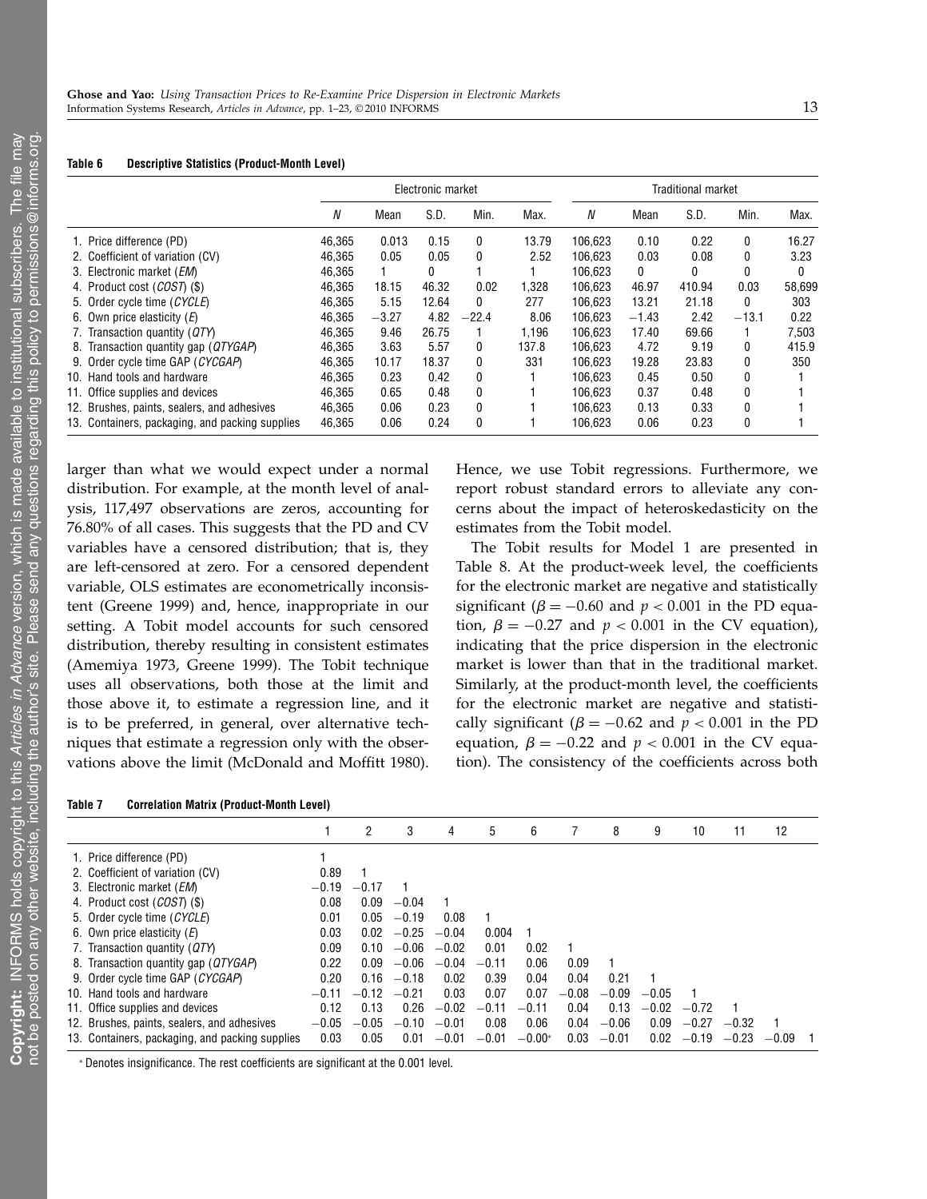**Table 6 Descriptive Statistics (Product-Month Level)**

| | Electronic market | | | | | Traditional market | | | | |
|---|---|---|---|---|---|---|---|---|---|---|
| | *N* | Mean | S.D. | Min. | Max. | *N* | Mean | S.D. | Min. | Max. |
| 1. Price difference (PD) | 46,365 | 0.013 | 0.15 | 0 | 13.79 | 106,623 | 0.10 | 0.22 | 0 | 16.27 |
| 2. Coefficient of variation (CV) | 46,365 | 0.05 | 0.05 | 0 | 2.52 | 106,623 | 0.03 | 0.08 | 0 | 3.23 |
| 3. Electronic market (*EM*) | 46,365 | 1 | 0 | 1 | 1 | 106,623 | 0 | 0 | 0 | 0 |
| 4. Product cost (*COST*) ($) | 46,365 | 18.15 | 46.32 | 0.02 | 1,328 | 106,623 | 46.97 | 410.94 | 0.03 | 58,699 |
| 5. Order cycle time (*CYCLE*) | 46,365 | 5.15 | 12.64 | 0 | 277 | 106,623 | 13.21 | 21.18 | 0 | 303 |
| 6. Own price elasticity (*E*) | 46,365 | −3.27 | 4.82 | −22.4 | 8.06 | 106,623 | −1.43 | 2.42 | −13.1 | 0.22 |
| 7. Transaction quantity (*QTY*) | 46,365 | 9.46 | 26.75 | 1 | 1,196 | 106,623 | 17.40 | 69.66 | 1 | 7,503 |
| 8. Transaction quantity gap (*QTYGAP*) | 46,365 | 3.63 | 5.57 | 0 | 137.8 | 106,623 | 4.72 | 9.19 | 0 | 415.9 |
| 9. Order cycle time GAP (*CYCGAP*) | 46,365 | 10.17 | 18.37 | 0 | 331 | 106,623 | 19.28 | 23.83 | 0 | 350 |
| 10. Hand tools and hardware | 46,365 | 0.23 | 0.42 | 0 | 1 | 106,623 | 0.45 | 0.50 | 0 | 1 |
| 11. Office supplies and devices | 46,365 | 0.65 | 0.48 | 0 | 1 | 106,623 | 0.37 | 0.48 | 0 | 1 |
| 12. Brushes, paints, sealers, and adhesives | 46,365 | 0.06 | 0.23 | 0 | 1 | 106,623 | 0.13 | 0.33 | 0 | 1 |
| 13. Containers, packaging, and packing supplies | 46,365 | 0.06 | 0.24 | 0 | 1 | 106,623 | 0.06 | 0.23 | 0 | 1 |

larger than what we would expect under a normal distribution. For example, at the month level of analysis, 117,497 observations are zeros, accounting for 76.80% of all cases. This suggests that the PD and CV variables have a censored distribution; that is, they are left-censored at zero. For a censored dependent variable, OLS estimates are econometrically inconsistent (Greene 1999) and, hence, inappropriate in our setting. A Tobit model accounts for such censored distribution, thereby resulting in consistent estimates (Amemiya 1973, Greene 1999). The Tobit technique uses all observations, both those at the limit and those above it, to estimate a regression line, and it is to be preferred, in general, over alternative techniques that estimate a regression only with the observations above the limit (McDonald and Moffitt 1980). Hence, we use Tobit regressions. Furthermore, we report robust standard errors to alleviate any concerns about the impact of heteroskedasticity on the estimates from the Tobit model.

The Tobit results for Model 1 are presented in Table 8. At the product-week level, the coefficients for the electronic market are negative and statistically significant ($\beta = -0.60$ and $p < 0.001$ in the PD equation, $\beta = -0.27$ and $p < 0.001$ in the CV equation), indicating that the price dispersion in the electronic market is lower than that in the traditional market. Similarly, at the product-month level, the coefficients for the electronic market are negative and statistically significant ($\beta = -0.62$ and $p < 0.001$ in the PD equation, $\beta = -0.22$ and $p < 0.001$ in the CV equation). The consistency of the coefficients across both

**Table 7 Correlation Matrix (Product-Month Level)**

| | 1 | 2 | 3 | 4 | 5 | 6 | 7 | 8 | 9 | 10 | 11 | 12 | |
|---|---|---|---|---|---|---|---|---|---|---|---|---|---|
| 1. Price difference (PD) | 1 | | | | | | | | | | | | |
| 2. Coefficient of variation (CV) | 0.89 | 1 | | | | | | | | | | | |
| 3. Electronic market (*EM*) | −0.19 | −0.17 | 1 | | | | | | | | | | |
| 4. Product cost (*COST*) ($) | 0.08 | 0.09 | −0.04 | 1 | | | | | | | | | |
| 5. Order cycle time (*CYCLE*) | 0.01 | 0.05 | −0.19 | 0.08 | 1 | | | | | | | | |
| 6. Own price elasticity (*E*) | 0.03 | 0.02 | −0.25 | −0.04 | 0.004 | 1 | | | | | | | |
| 7. Transaction quantity (*QTY*) | 0.09 | 0.10 | −0.06 | −0.02 | 0.01 | 0.02 | 1 | | | | | | |
| 8. Transaction quantity gap (*QTYGAP*) | 0.22 | 0.09 | −0.06 | −0.04 | −0.11 | 0.06 | 0.09 | 1 | | | | | |
| 9. Order cycle time GAP (*CYCGAP*) | 0.20 | 0.16 | −0.18 | 0.02 | 0.39 | 0.04 | 0.04 | 0.21 | 1 | | | | |
| 10. Hand tools and hardware | −0.11 | −0.12 | −0.21 | 0.03 | 0.07 | 0.07 | −0.08 | −0.09 | −0.05 | 1 | | | |
| 11. Office supplies and devices | 0.12 | 0.13 | 0.26 | −0.02 | −0.11 | −0.11 | 0.04 | 0.13 | −0.02 | −0.72 | 1 | | |
| 12. Brushes, paints, sealers, and adhesives | −0.05 | −0.05 | −0.10 | −0.01 | 0.08 | 0.06 | 0.04 | −0.06 | 0.09 | −0.27 | −0.32 | 1 | |
| 13. Containers, packaging, and packing supplies | 0.03 | 0.05 | 0.01 | −0.01 | −0.01 | −0.00* | 0.03 | −0.01 | 0.02 | −0.19 | −0.23 | −0.09 | 1 |

*Denotes insignificance. The rest coefficients are significant at the 0.001 level.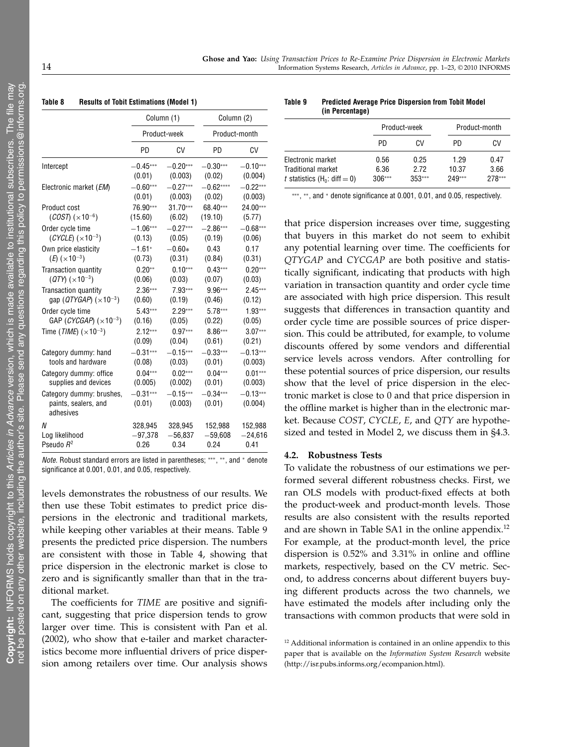**Table 8 Results of Tobit Estimations (Model 1)**

| | Column (1) | | Column (2) | |
|---|---|---|---|---|
| | Product-week | | Product-month | |
| | PD | CV | PD | CV |
| Intercept | −0.45*** (0.01) | −0.20*** (0.003) | −0.30*** (0.02) | −0.10*** (0.004) |
| Electronic market (*EM*) | −0.60*** (0.01) | −0.27*** (0.003) | −0.62**** (0.02) | −0.22*** (0.003) |
| Product cost (*COST*) ($\times 10^{-6}$) | 76.90*** (15.60) | 31.70*** (6.02) | 68.40*** (19.10) | 24.00*** (5.77) |
| Order cycle time (*CYCLE*) ($\times 10^{-3}$) | −1.06*** (0.13) | −0.27*** (0.05) | −2.86*** (0.19) | −0.68*** (0.06) |
| Own price elasticity (*E*) ($\times 10^{-3}$) | −1.61* (0.73) | −0.60* (0.31) | 0.43 (0.84) | 0.17 (0.31) |
| Transaction quantity (*QTY*) ($\times 10^{-3}$) | 0.20** (0.06) | 0.10*** (0.03) | 0.43*** (0.07) | 0.20*** (0.03) |
| Transaction quantity gap (*QTYGAP*) ($\times 10^{-3}$) | 2.36*** (0.60) | 7.93*** (0.19) | 9.96*** (0.46) | 2.45*** (0.12) |
| Order cycle time GAP (*CYCGAP*) ($\times 10^{-3}$) | 5.43*** (0.16) | 2.29*** (0.05) | 5.78*** (0.22) | 1.93*** (0.05) |
| Time (*TIME*) ($\times 10^{-3}$) | 2.12*** (0.09) | 0.97*** (0.04) | 8.86*** (0.61) | 3.07*** (0.21) |
| Category dummy: hand tools and hardware | −0.31*** (0.08) | −0.15*** (0.03) | −0.33*** (0.01) | −0.13*** (0.003) |
| Category dummy: office supplies and devices | 0.04*** (0.005) | 0.02*** (0.002) | 0.04*** (0.01) | 0.01*** (0.003) |
| Category dummy: brushes, paints, sealers, and adhesives | −0.31*** (0.01) | −0.15*** (0.003) | −0.34*** (0.01) | −0.13*** (0.004) |
| *N* | 328,945 | 328,945 | 152,988 | 152,988 |
| Log likelihood | −97,378 | −56,837 | −59,608 | −24,616 |
| Pseudo $R^2$ | 0.26 | 0.34 | 0.24 | 0.41 |

*Note.* Robust standard errors are listed in parentheses; ***, **, and * denote significance at 0.001, 0.01, and 0.05, respectively.

levels demonstrates the robustness of our results. We then use these Tobit estimates to predict price dispersions in the electronic and traditional markets, while keeping other variables at their means. Table 9 presents the predicted price dispersion. The numbers are consistent with those in Table 4, showing that price dispersion in the electronic market is close to zero and is significantly smaller than that in the traditional market.

The coefficients for *TIME* are positive and significant, suggesting that price dispersion tends to grow larger over time. This is consistent with Pan et al. (2002), who show that e-tailer and market characteristics become more influential drivers of price dispersion among retailers over time. Our analysis shows

**Table 9 Predicted Average Price Dispersion from Tobit Model (in Percentage)**

| | Product-week | | Product-month | |
|---|---|---|---|---|
| | PD | CV | PD | CV |
| Electronic market | 0.56 | 0.25 | 1.29 | 0.47 |
| Traditional market | 6.36 | 2.72 | 10.37 | 3.66 |
| *t* statistics ($H_0$: diff $= 0$) | 306*** | 353*** | 249*** | 278*** |

***, **, and * denote significance at 0.001, 0.01, and 0.05, respectively.

that price dispersion increases over time, suggesting that buyers in this market do not seem to exhibit any potential learning over time. The coefficients for *QTYGAP* and *CYCGAP* are both positive and statistically significant, indicating that products with high variation in transaction quantity and order cycle time are associated with high price dispersion. This result suggests that differences in transaction quantity and order cycle time are possible sources of price dispersion. This could be attributed, for example, to volume discounts offered by some vendors and differential service levels across vendors. After controlling for these potential sources of price dispersion, our results show that the level of price dispersion in the electronic market is close to 0 and that price dispersion in the offline market is higher than in the electronic market. Because *COST*, *CYCLE*, *E*, and *QTY* are hypothesized and tested in Model 2, we discuss them in §4.3.

### 4.2. Robustness Tests

To validate the robustness of our estimations we performed several different robustness checks. First, we ran OLS models with product-fixed effects at both the product-week and product-month levels. Those results are also consistent with the results reported and are shown in Table SA1 in the online appendix.[12] For example, at the product-month level, the price dispersion is 0.52% and 3.31% in online and offline markets, respectively, based on the CV metric. Second, to address concerns about different buyers buying different products across the two channels, we have estimated the models after including only the transactions with common products that were sold in

[12] Additional information is contained in an online appendix to this paper that is available on the *Information System Research* website (http://isr.pubs.informs.org/ecompanion.html).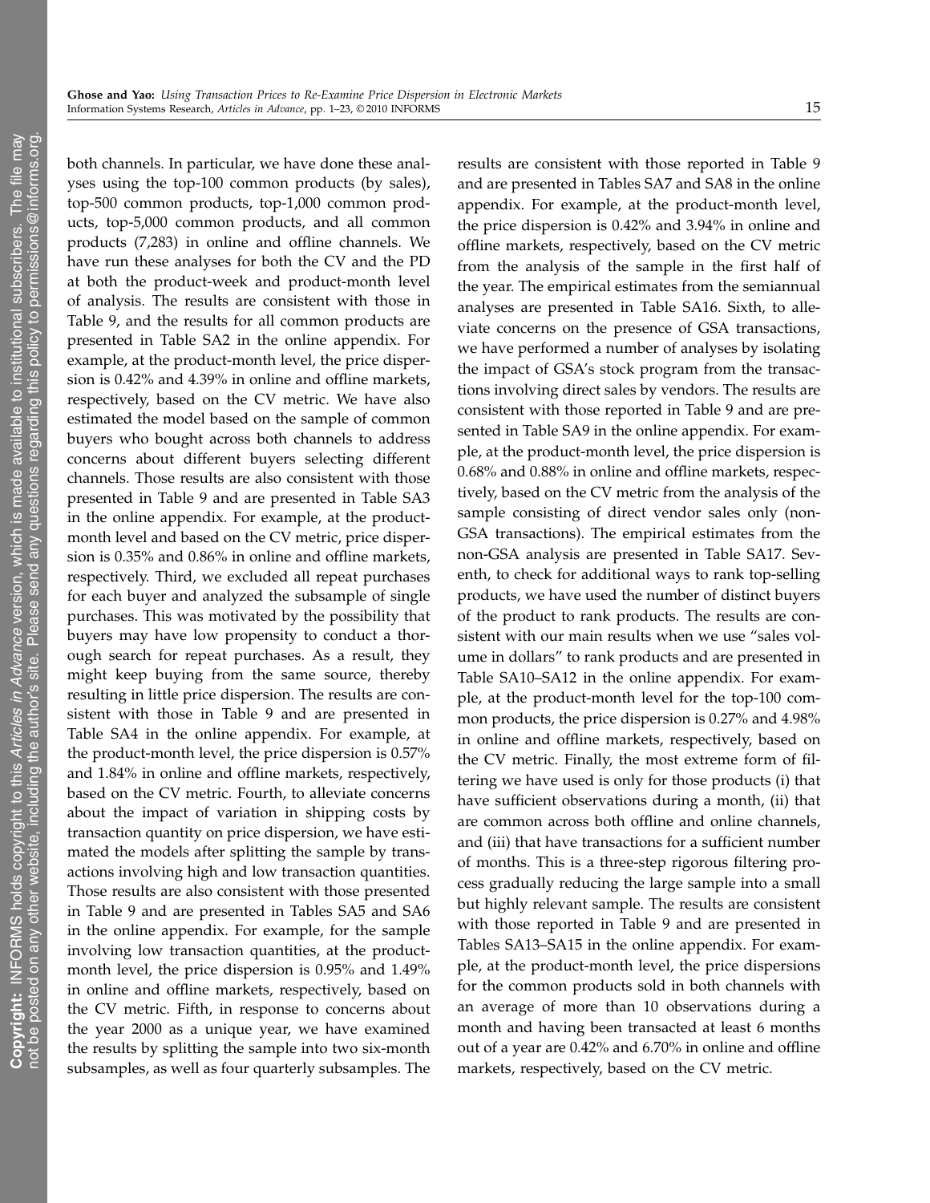both channels. In particular, we have done these analyses using the top-100 common products (by sales), top-500 common products, top-1,000 common products, top-5,000 common products, and all common products (7,283) in online and offline channels. We have run these analyses for both the CV and the PD at both the product-week and product-month level of analysis. The results are consistent with those in Table 9, and the results for all common products are presented in Table SA2 in the online appendix. For example, at the product-month level, the price dispersion is 0.42% and 4.39% in online and offline markets, respectively, based on the CV metric. We have also estimated the model based on the sample of common buyers who bought across both channels to address concerns about different buyers selecting different channels. Those results are also consistent with those presented in Table 9 and are presented in Table SA3 in the online appendix. For example, at the product-month level and based on the CV metric, price dispersion is 0.35% and 0.86% in online and offline markets, respectively. Third, we excluded all repeat purchases for each buyer and analyzed the subsample of single purchases. This was motivated by the possibility that buyers may have low propensity to conduct a thorough search for repeat purchases. As a result, they might keep buying from the same source, thereby resulting in little price dispersion. The results are consistent with those in Table 9 and are presented in Table SA4 in the online appendix. For example, at the product-month level, the price dispersion is 0.57% and 1.84% in online and offline markets, respectively, based on the CV metric. Fourth, to alleviate concerns about the impact of variation in shipping costs by transaction quantity on price dispersion, we have estimated the models after splitting the sample by transactions involving high and low transaction quantities. Those results are also consistent with those presented in Table 9 and are presented in Tables SA5 and SA6 in the online appendix. For example, for the sample involving low transaction quantities, at the product-month level, the price dispersion is 0.95% and 1.49% in online and offline markets, respectively, based on the CV metric. Fifth, in response to concerns about the year 2000 as a unique year, we have examined the results by splitting the sample into two six-month subsamples, as well as four quarterly subsamples. The results are consistent with those reported in Table 9 and are presented in Tables SA7 and SA8 in the online appendix. For example, at the product-month level, the price dispersion is 0.42% and 3.94% in online and offline markets, respectively, based on the CV metric from the analysis of the sample in the first half of the year. The empirical estimates from the semiannual analyses are presented in Table SA16. Sixth, to alleviate concerns on the presence of GSA transactions, we have performed a number of analyses by isolating the impact of GSA's stock program from the transactions involving direct sales by vendors. The results are consistent with those reported in Table 9 and are presented in Table SA9 in the online appendix. For example, at the product-month level, the price dispersion is 0.68% and 0.88% in online and offline markets, respectively, based on the CV metric from the analysis of the sample consisting of direct vendor sales only (non-GSA transactions). The empirical estimates from the non-GSA analysis are presented in Table SA17. Seventh, to check for additional ways to rank top-selling products, we have used the number of distinct buyers of the product to rank products. The results are consistent with our main results when we use "sales volume in dollars" to rank products and are presented in Table SA10–SA12 in the online appendix. For example, at the product-month level for the top-100 common products, the price dispersion is 0.27% and 4.98% in online and offline markets, respectively, based on the CV metric. Finally, the most extreme form of filtering we have used is only for those products (i) that have sufficient observations during a month, (ii) that are common across both offline and online channels, and (iii) that have transactions for a sufficient number of months. This is a three-step rigorous filtering process gradually reducing the large sample into a small but highly relevant sample. The results are consistent with those reported in Table 9 and are presented in Tables SA13–SA15 in the online appendix. For example, at the product-month level, the price dispersions for the common products sold in both channels with an average of more than 10 observations during a month and having been transacted at least 6 months out of a year are 0.42% and 6.70% in online and offline markets, respectively, based on the CV metric.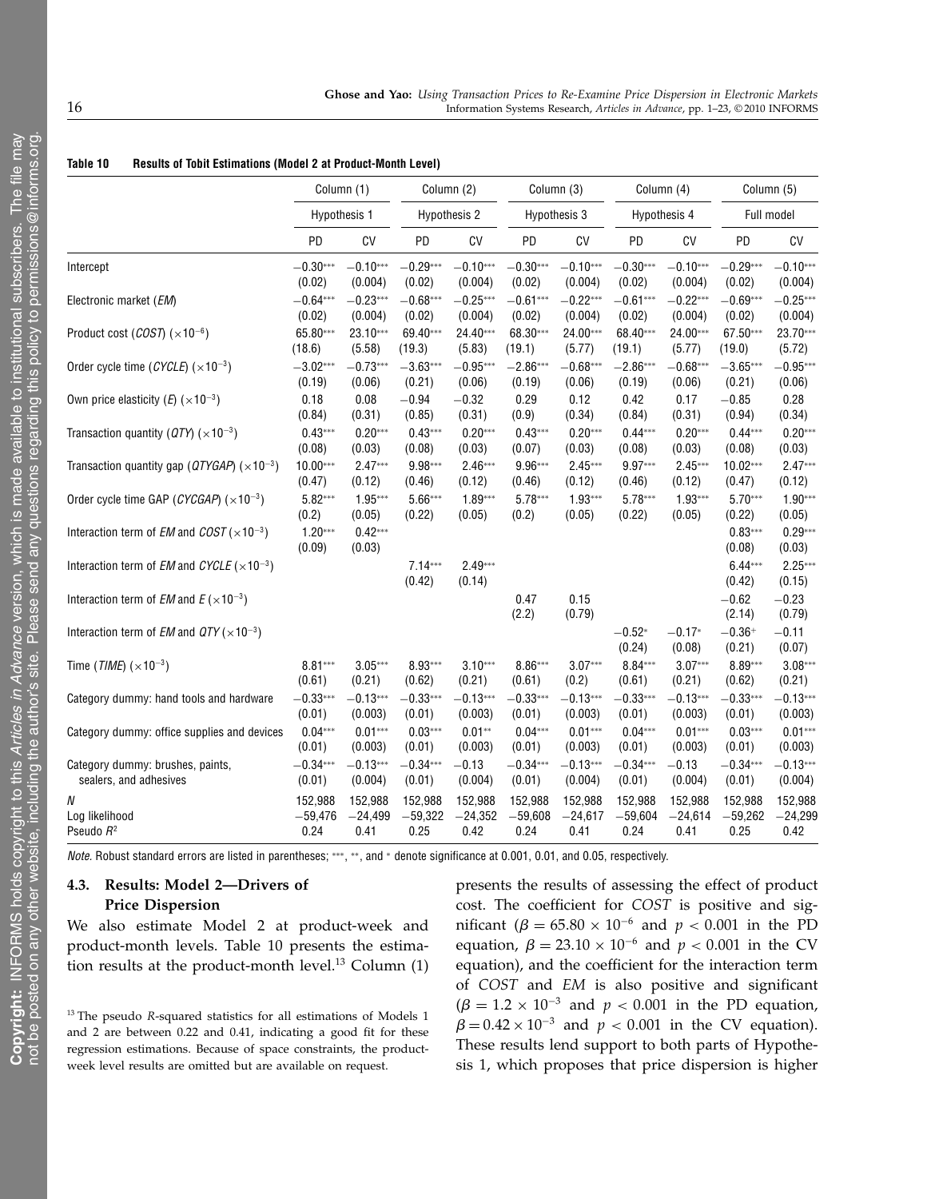**Table 10 Results of Tobit Estimations (Model 2 at Product-Month Level)**

| | Column (1) | | Column (2) | | Column (3) | | Column (4) | | Column (5) | |
|---|---|---|---|---|---|---|---|---|---|---|
| | Hypothesis 1 | | Hypothesis 2 | | Hypothesis 3 | | Hypothesis 4 | | Full model | |
| | PD | CV | PD | CV | PD | CV | PD | CV | PD | CV |
| Intercept | −0.30*** (0.02) | −0.10*** (0.004) | −0.29*** (0.02) | −0.10*** (0.004) | −0.30*** (0.02) | −0.10*** (0.004) | −0.30*** (0.02) | −0.10*** (0.004) | −0.29*** (0.02) | −0.10*** (0.004) |
| Electronic market (*EM*) | −0.64*** (0.02) | −0.23*** (0.004) | −0.68*** (0.02) | −0.25*** (0.004) | −0.61*** (0.02) | −0.22*** (0.004) | −0.61*** (0.02) | −0.22*** (0.004) | −0.69*** (0.02) | −0.25*** (0.004) |
| Product cost (*COST*) ($\times 10^{-6}$) | 65.80*** (18.6) | 23.10*** (5.58) | 69.40*** (19.3) | 24.40*** (5.83) | 68.30*** (19.1) | 24.00*** (5.77) | 68.40*** (19.1) | 24.00*** (5.77) | 67.50*** (19.0) | 23.70*** (5.72) |
| Order cycle time (*CYCLE*) ($\times 10^{-3}$) | −3.02*** (0.19) | −0.73*** (0.06) | −3.63*** (0.21) | −0.95*** (0.06) | −2.86*** (0.19) | −0.68*** (0.06) | −2.86*** (0.19) | −0.68*** (0.06) | −3.65*** (0.21) | −0.95*** (0.06) |
| Own price elasticity (*E*) ($\times 10^{-3}$) | 0.18 (0.84) | 0.08 (0.31) | −0.94 (0.85) | −0.32 (0.31) | 0.29 (0.9) | 0.12 (0.34) | 0.42 (0.84) | 0.17 (0.31) | −0.85 (0.94) | 0.28 (0.34) |
| Transaction quantity (*QTY*) ($\times 10^{-3}$) | 0.43*** (0.08) | 0.20*** (0.03) | 0.43*** (0.08) | 0.20*** (0.03) | 0.43*** (0.07) | 0.20*** (0.03) | 0.44*** (0.08) | 0.20*** (0.03) | 0.44*** (0.08) | 0.20*** (0.03) |
| Transaction quantity gap (*QTYGAP*) ($\times 10^{-3}$) | 10.00*** (0.47) | 2.47*** (0.12) | 9.98*** (0.46) | 2.46*** (0.12) | 9.96*** (0.46) | 2.45*** (0.12) | 9.97*** (0.46) | 2.45*** (0.12) | 10.02*** (0.47) | 2.47*** (0.12) |
| Order cycle time GAP (*CYCGAP*) ($\times 10^{-3}$) | 5.82*** (0.2) | 1.95*** (0.05) | 5.66*** (0.22) | 1.89*** (0.05) | 5.78*** (0.2) | 1.93*** (0.05) | 5.78*** (0.22) | 1.93*** (0.05) | 5.70*** (0.22) | 1.90*** (0.05) |
| Interaction term of *EM* and *COST* ($\times 10^{-3}$) | 1.20*** (0.09) | 0.42*** (0.03) | | | | | | | 0.83*** (0.08) | 0.29*** (0.03) |
| Interaction term of *EM* and *CYCLE* ($\times 10^{-3}$) | | | 7.14*** (0.42) | 2.49*** (0.14) | | | | | 6.44*** (0.42) | 2.25*** (0.15) |
| Interaction term of *EM* and *E* ($\times 10^{-3}$) | | | | | 0.47 (2.2) | 0.15 (0.79) | | | −0.62 (2.14) | −0.23 (0.79) |
| Interaction term of *EM* and *QTY* ($\times 10^{-3}$) | | | | | | | −0.52* (0.24) | −0.17* (0.08) | −0.36+ (0.21) | −0.11 (0.07) |
| Time (*TIME*) ($\times 10^{-3}$) | 8.81*** (0.61) | 3.05*** (0.21) | 8.93*** (0.62) | 3.10*** (0.21) | 8.86*** (0.61) | 3.07*** (0.2) | 8.84*** (0.61) | 3.07*** (0.21) | 8.89*** (0.62) | 3.08*** (0.21) |
| Category dummy: hand tools and hardware | −0.33*** (0.01) | −0.13*** (0.003) | −0.33*** (0.01) | −0.13*** (0.003) | −0.33*** (0.01) | −0.13*** (0.003) | −0.33*** (0.01) | −0.13*** (0.003) | −0.33*** (0.01) | −0.13*** (0.003) |
| Category dummy: office supplies and devices | 0.04*** (0.01) | 0.01*** (0.003) | 0.03*** (0.01) | 0.01** (0.003) | 0.04*** (0.01) | 0.01*** (0.003) | 0.04*** (0.01) | 0.01*** (0.003) | 0.03*** (0.01) | 0.01*** (0.003) |
| Category dummy: brushes, paints, sealers, and adhesives | −0.34*** (0.01) | −0.13*** (0.004) | −0.34*** (0.01) | −0.13 (0.004) | −0.34*** (0.01) | −0.13*** (0.004) | −0.34*** (0.01) | −0.13 (0.004) | −0.34*** (0.01) | −0.13*** (0.004) |
| *N* | 152,988 | 152,988 | 152,988 | 152,988 | 152,988 | 152,988 | 152,988 | 152,988 | 152,988 | 152,988 |
| Log likelihood | −59,476 | −24,499 | −59,322 | −24,352 | −59,608 | −24,617 | −59,604 | −24,614 | −59,262 | −24,299 |
| Pseudo $R^2$ | 0.24 | 0.41 | 0.25 | 0.42 | 0.24 | 0.41 | 0.24 | 0.41 | 0.25 | 0.42 |

*Note.* Robust standard errors are listed in parentheses; ***, **, and * denote significance at 0.001, 0.01, and 0.05, respectively.

### 4.3. Results: Model 2—Drivers of Price Dispersion

We also estimate Model 2 at product-week and product-month levels. Table 10 presents the estimation results at the product-month level.[13] Column (1) presents the results of assessing the effect of product cost. The coefficient for *COST* is positive and significant ($\beta = 65.80 \times 10^{-6}$ and $p < 0.001$ in the PD equation, $\beta = 23.10 \times 10^{-6}$ and $p < 0.001$ in the CV equation), and the coefficient for the interaction term of *COST* and *EM* is also positive and significant ($\beta = 1.2 \times 10^{-3}$ and $p < 0.001$ in the PD equation, $\beta = 0.42 \times 10^{-3}$ and $p < 0.001$ in the CV equation). These results lend support to both parts of Hypothesis 1, which proposes that price dispersion is higher

[13] The pseudo *R*-squared statistics for all estimations of Models 1 and 2 are between 0.22 and 0.41, indicating a good fit for these regression estimations. Because of space constraints, the product-week level results are omitted but are available on request.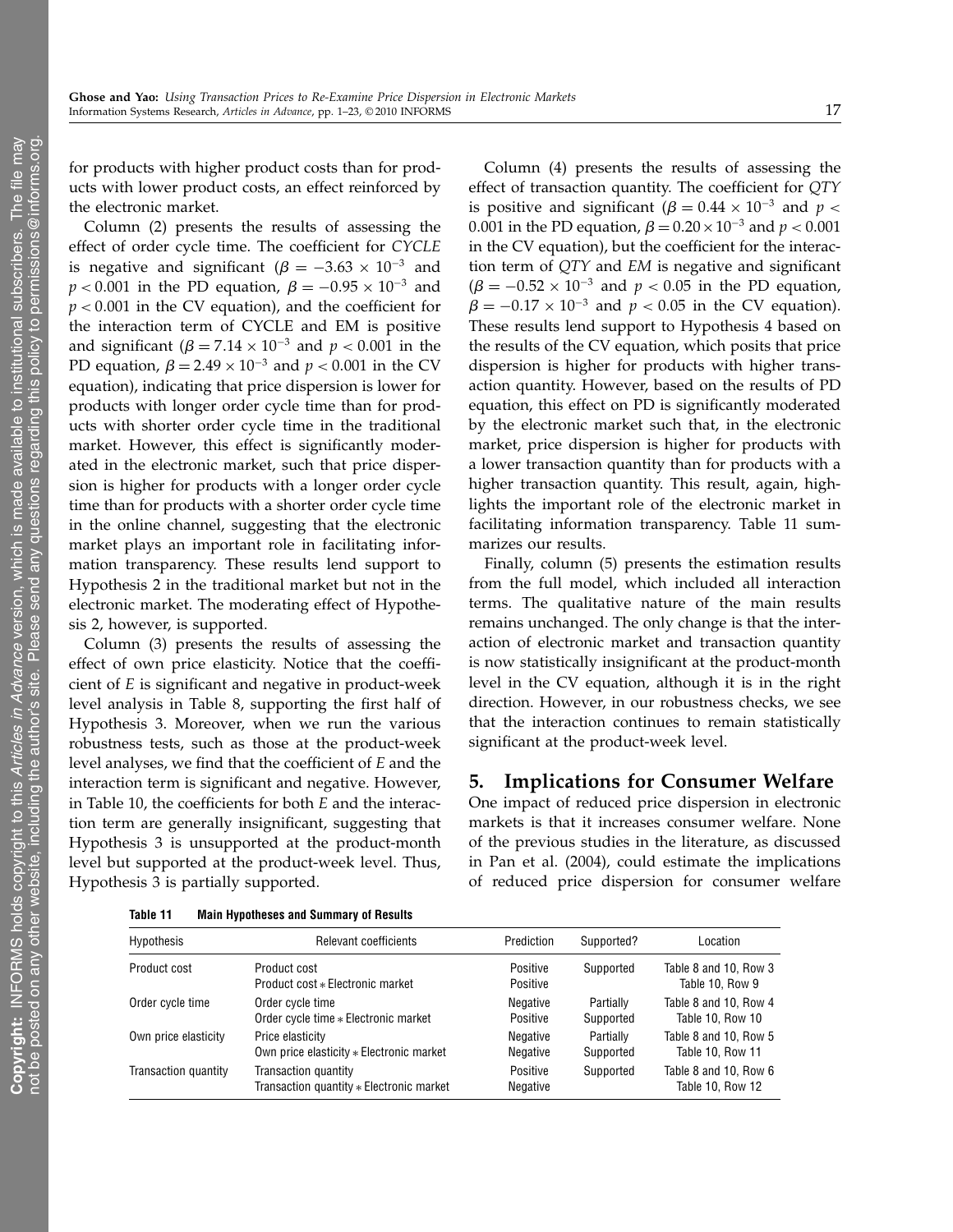for products with higher product costs than for products with lower product costs, an effect reinforced by the electronic market.

Column (2) presents the results of assessing the effect of order cycle time. The coefficient for *CYCLE* is negative and significant ($\beta = -3.63 \times 10^{-3}$ and $p < 0.001$ in the PD equation, $\beta = -0.95 \times 10^{-3}$ and $p < 0.001$ in the CV equation), and the coefficient for the interaction term of CYCLE and EM is positive and significant ($\beta = 7.14 \times 10^{-3}$ and $p < 0.001$ in the PD equation, $\beta = 2.49 \times 10^{-3}$ and $p < 0.001$ in the CV equation), indicating that price dispersion is lower for products with longer order cycle time than for products with shorter order cycle time in the traditional market. However, this effect is significantly moderated in the electronic market, such that price dispersion is higher for products with a longer order cycle time than for products with a shorter order cycle time in the online channel, suggesting that the electronic market plays an important role in facilitating information transparency. These results lend support to Hypothesis 2 in the traditional market but not in the electronic market. The moderating effect of Hypothesis 2, however, is supported.

Column (3) presents the results of assessing the effect of own price elasticity. Notice that the coefficient of $E$ is significant and negative in product-week level analysis in Table 8, supporting the first half of Hypothesis 3. Moreover, when we run the various robustness tests, such as those at the product-week level analyses, we find that the coefficient of $E$ and the interaction term is significant and negative. However, in Table 10, the coefficients for both $E$ and the interaction term are generally insignificant, suggesting that Hypothesis 3 is unsupported at the product-month level but supported at the product-week level. Thus, Hypothesis 3 is partially supported.

Column (4) presents the results of assessing the effect of transaction quantity. The coefficient for *QTY* is positive and significant ($\beta = 0.44 \times 10^{-3}$ and $p < 0.001$ in the PD equation, $\beta = 0.20 \times 10^{-3}$ and $p < 0.001$ in the CV equation), but the coefficient for the interaction term of *QTY* and *EM* is negative and significant ($\beta = -0.52 \times 10^{-3}$ and $p < 0.05$ in the PD equation, $\beta = -0.17 \times 10^{-3}$ and $p < 0.05$ in the CV equation). These results lend support to Hypothesis 4 based on the results of the CV equation, which posits that price dispersion is higher for products with higher transaction quantity. However, based on the results of PD equation, this effect on PD is significantly moderated by the electronic market such that, in the electronic market, price dispersion is higher for products with a lower transaction quantity than for products with a higher transaction quantity. This result, again, highlights the important role of the electronic market in facilitating information transparency. Table 11 summarizes our results.

Finally, column (5) presents the estimation results from the full model, which included all interaction terms. The qualitative nature of the main results remains unchanged. The only change is that the interaction of electronic market and transaction quantity is now statistically insignificant at the product-month level in the CV equation, although it is in the right direction. However, in our robustness checks, we see that the interaction continues to remain statistically significant at the product-week level.

## 5. Implications for Consumer Welfare

One impact of reduced price dispersion in electronic markets is that it increases consumer welfare. None of the previous studies in the literature, as discussed in Pan et al. (2004), could estimate the implications of reduced price dispersion for consumer welfare

**Table 11 Main Hypotheses and Summary of Results**

| Hypothesis | Relevant coefficients | Prediction | Supported? | Location |
|---|---|---|---|---|
| Product cost | Product cost<br>Product cost * Electronic market | Positive<br>Positive | Supported | Table 8 and 10, Row 3<br>Table 10, Row 9 |
| Order cycle time | Order cycle time<br>Order cycle time * Electronic market | Negative<br>Positive | Partially<br>Supported | Table 8 and 10, Row 4<br>Table 10, Row 10 |
| Own price elasticity | Price elasticity<br>Own price elasticity * Electronic market | Negative<br>Negative | Partially<br>Supported | Table 8 and 10, Row 5<br>Table 10, Row 11 |
| Transaction quantity | Transaction quantity<br>Transaction quantity * Electronic market | Positive<br>Negative | Supported | Table 8 and 10, Row 6<br>Table 10, Row 12 |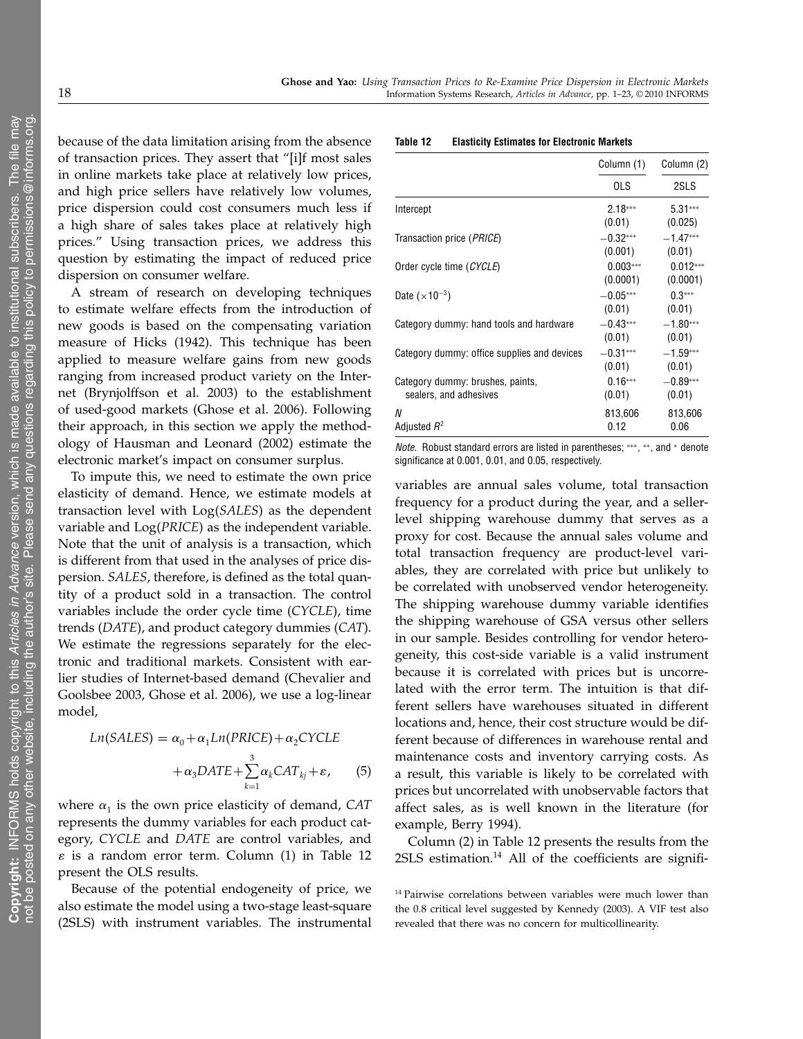because of the data limitation arising from the absence of transaction prices. They assert that "[i]f most sales in online markets take place at relatively low prices, and high price sellers have relatively low volumes, price dispersion could cost consumers much less if a high share of sales takes place at relatively high prices." Using transaction prices, we address this question by estimating the impact of reduced price dispersion on consumer welfare.

A stream of research on developing techniques to estimate welfare effects from the introduction of new goods is based on the compensating variation measure of Hicks (1942). This technique has been applied to measure welfare gains from new goods ranging from increased product variety on the Internet (Brynjolffson et al. 2003) to the establishment of used-good markets (Ghose et al. 2006). Following their approach, in this section we apply the methodology of Hausman and Leonard (2002) estimate the electronic market's impact on consumer surplus.

To impute this, we need to estimate the own price elasticity of demand. Hence, we estimate models at transaction level with Log(*SALES*) as the dependent variable and Log(*PRICE*) as the independent variable. Note that the unit of analysis is a transaction, which is different from that used in the analyses of price dispersion. *SALES*, therefore, is defined as the total quantity of a product sold in a transaction. The control variables include the order cycle time (*CYCLE*), time trends (*DATE*), and product category dummies (*CAT*). We estimate the regressions separately for the electronic and traditional markets. Consistent with earlier studies of Internet-based demand (Chevalier and Goolsbee 2003, Ghose et al. 2006), we use a log-linear model,

$$Ln(SALES) = \alpha_0 + \alpha_1 Ln(PRICE) + \alpha_2 CYCLE + \alpha_3 DATE + \sum_{k=1}^{3} \alpha_k CAT_{kj} + \varepsilon, \qquad (5)$$

where $\alpha_1$ is the own price elasticity of demand, *CAT* represents the dummy variables for each product category, *CYCLE* and *DATE* are control variables, and $\varepsilon$ is a random error term. Column (1) in Table 12 present the OLS results.

Because of the potential endogeneity of price, we also estimate the model using a two-stage least-square (2SLS) with instrument variables. The instrumental

**Table 12 Elasticity Estimates for Electronic Markets**

| | Column (1) | Column (2) |
|---|---|---|
| | OLS | 2SLS |
| Intercept | 2.18*** (0.01) | 5.31*** (0.025) |
| Transaction price (*PRICE*) | −0.32*** (0.001) | −1.47*** (0.01) |
| Order cycle time (*CYCLE*) | 0.003*** (0.0001) | 0.012*** (0.0001) |
| Date ($\times 10^{-3}$) | −0.05*** (0.01) | 0.3*** (0.01) |
| Category dummy: hand tools and hardware | −0.43*** (0.01) | −1.80*** (0.01) |
| Category dummy: office supplies and devices | −0.31*** (0.01) | −1.59*** (0.01) |
| Category dummy: brushes, paints, sealers, and adhesives | 0.16*** (0.01) | −0.89*** (0.01) |
| *N* | 813,606 | 813,606 |
| Adjusted $R^2$ | 0.12 | 0.06 |

*Note.* Robust standard errors are listed in parentheses; ***, **, and * denote significance at 0.001, 0.01, and 0.05, respectively.

variables are annual sales volume, total transaction frequency for a product during the year, and a seller-level shipping warehouse dummy that serves as a proxy for cost. Because the annual sales volume and total transaction frequency are product-level variables, they are correlated with price but unlikely to be correlated with unobserved vendor heterogeneity. The shipping warehouse dummy variable identifies the shipping warehouse of GSA versus other sellers in our sample. Besides controlling for vendor heterogeneity, this cost-side variable is a valid instrument because it is correlated with prices but is uncorrelated with the error term. The intuition is that different sellers have warehouses situated in different locations and, hence, their cost structure would be different because of differences in warehouse rental and maintenance costs and inventory carrying costs. As a result, this variable is likely to be correlated with prices but uncorrelated with unobservable factors that affect sales, as is well known in the literature (for example, Berry 1994).

Column (2) in Table 12 presents the results from the 2SLS estimation.[14] All of the coefficients are signifi-

[14] Pairwise correlations between variables were much lower than the 0.8 critical level suggested by Kennedy (2003). A VIF test also revealed that there was no concern for multicollinearity.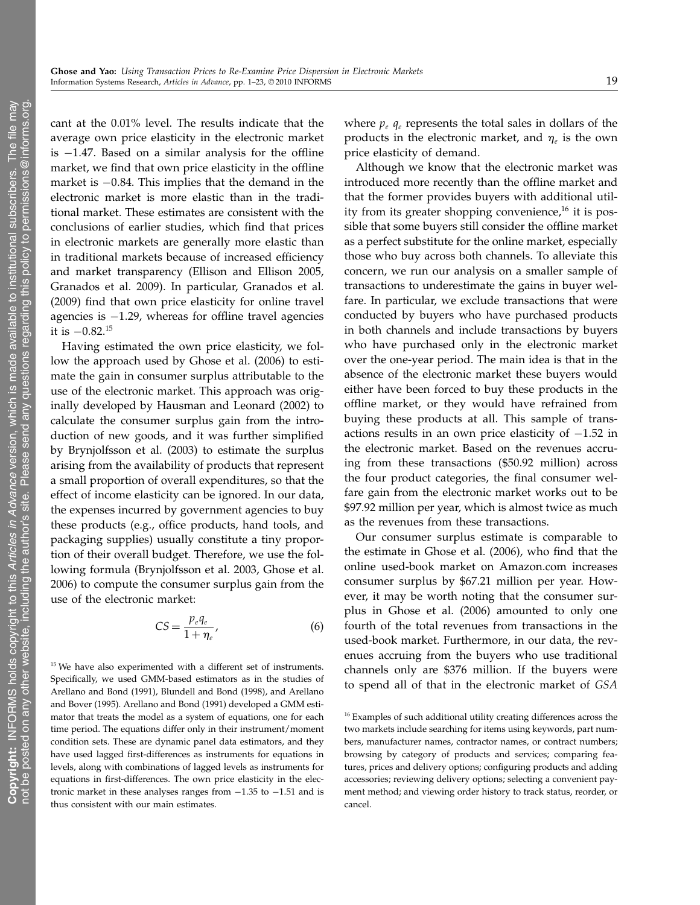cant at the 0.01% level. The results indicate that the average own price elasticity in the electronic market is −1.47. Based on a similar analysis for the offline market, we find that own price elasticity in the offline market is −0.84. This implies that the demand in the electronic market is more elastic than in the traditional market. These estimates are consistent with the conclusions of earlier studies, which find that prices in electronic markets are generally more elastic than in traditional markets because of increased efficiency and market transparency (Ellison and Ellison 2005, Granados et al. 2009). In particular, Granados et al. (2009) find that own price elasticity for online travel agencies is −1.29, whereas for offline travel agencies it is −0.82.[15]

Having estimated the own price elasticity, we follow the approach used by Ghose et al. (2006) to estimate the gain in consumer surplus attributable to the use of the electronic market. This approach was originally developed by Hausman and Leonard (2002) to calculate the consumer surplus gain from the introduction of new goods, and it was further simplified by Brynjolfsson et al. (2003) to estimate the surplus arising from the availability of products that represent a small proportion of overall expenditures, so that the effect of income elasticity can be ignored. In our data, the expenses incurred by government agencies to buy these products (e.g., office products, hand tools, and packaging supplies) usually constitute a tiny proportion of their overall budget. Therefore, we use the following formula (Brynjolfsson et al. 2003, Ghose et al. 2006) to compute the consumer surplus gain from the use of the electronic market:

$$CS = \frac{p_e q_e}{1 + \eta_e}, \tag{6}$$

where $p_e$ $q_e$ represents the total sales in dollars of the products in the electronic market, and $\eta_e$ is the own price elasticity of demand.

Although we know that the electronic market was introduced more recently than the offline market and that the former provides buyers with additional utility from its greater shopping convenience,[16] it is possible that some buyers still consider the offline market as a perfect substitute for the online market, especially those who buy across both channels. To alleviate this concern, we run our analysis on a smaller sample of transactions to underestimate the gains in buyer welfare. In particular, we exclude transactions that were conducted by buyers who have purchased products in both channels and include transactions by buyers who have purchased only in the electronic market over the one-year period. The main idea is that in the absence of the electronic market these buyers would either have been forced to buy these products in the offline market, or they would have refrained from buying these products at all. This sample of transactions results in an own price elasticity of −1.52 in the electronic market. Based on the revenues accruing from these transactions ($50.92 million) across the four product categories, the final consumer welfare gain from the electronic market works out to be $97.92 million per year, which is almost twice as much as the revenues from these transactions.

Our consumer surplus estimate is comparable to the estimate in Ghose et al. (2006), who find that the online used-book market on Amazon.com increases consumer surplus by $67.21 million per year. However, it may be worth noting that the consumer surplus in Ghose et al. (2006) amounted to only one fourth of the total revenues from transactions in the used-book market. Furthermore, in our data, the revenues accruing from the buyers who use traditional channels only are $376 million. If the buyers were to spend all of that in the electronic market of *GSA*

[15] We have also experimented with a different set of instruments. Specifically, we used GMM-based estimators as in the studies of Arellano and Bond (1991), Blundell and Bond (1998), and Arellano and Bover (1995). Arellano and Bond (1991) developed a GMM estimator that treats the model as a system of equations, one for each time period. The equations differ only in their instrument/moment condition sets. These are dynamic panel data estimators, and they have used lagged first-differences as instruments for equations in levels, along with combinations of lagged levels as instruments for equations in first-differences. The own price elasticity in the electronic market in these analyses ranges from −1.35 to −1.51 and is thus consistent with our main estimates.

[16] Examples of such additional utility creating differences across the two markets include searching for items using keywords, part numbers, manufacturer names, contractor names, or contract numbers; browsing by category of products and services; comparing features, prices and delivery options; configuring products and adding accessories; reviewing delivery options; selecting a convenient payment method; and viewing order history to track status, reorder, or cancel.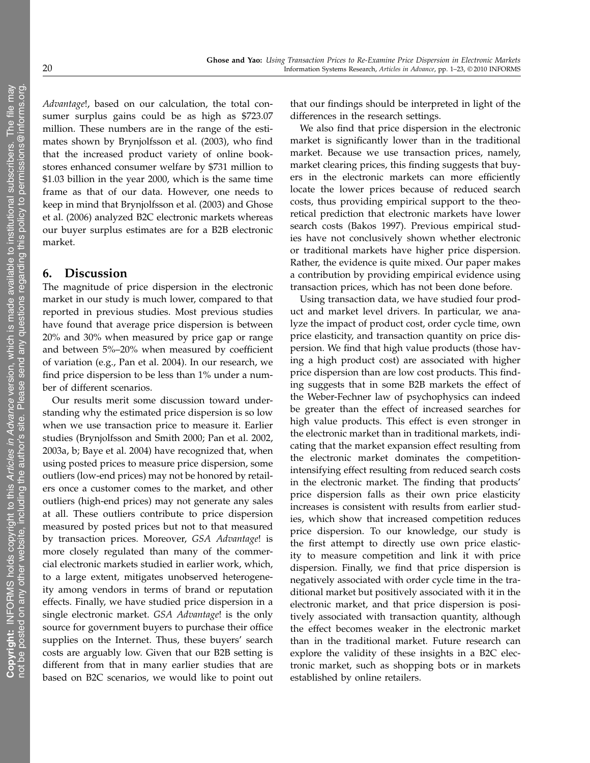*Advantage*!, based on our calculation, the total consumer surplus gains could be as high as $723.07 million. These numbers are in the range of the estimates shown by Brynjolfsson et al. (2003), who find that the increased product variety of online bookstores enhanced consumer welfare by $731 million to $1.03 billion in the year 2000, which is the same time frame as that of our data. However, one needs to keep in mind that Brynjolfsson et al. (2003) and Ghose et al. (2006) analyzed B2C electronic markets whereas our buyer surplus estimates are for a B2B electronic market.

## 6. Discussion

The magnitude of price dispersion in the electronic market in our study is much lower, compared to that reported in previous studies. Most previous studies have found that average price dispersion is between 20% and 30% when measured by price gap or range and between 5%–20% when measured by coefficient of variation (e.g., Pan et al. 2004). In our research, we find price dispersion to be less than 1% under a number of different scenarios.

Our results merit some discussion toward understanding why the estimated price dispersion is so low when we use transaction price to measure it. Earlier studies (Brynjolfsson and Smith 2000; Pan et al. 2002, 2003a, b; Baye et al. 2004) have recognized that, when using posted prices to measure price dispersion, some outliers (low-end prices) may not be honored by retailers once a customer comes to the market, and other outliers (high-end prices) may not generate any sales at all. These outliers contribute to price dispersion measured by posted prices but not to that measured by transaction prices. Moreover, *GSA Advantage*! is more closely regulated than many of the commercial electronic markets studied in earlier work, which, to a large extent, mitigates unobserved heterogeneity among vendors in terms of brand or reputation effects. Finally, we have studied price dispersion in a single electronic market. *GSA Advantage*! is the only source for government buyers to purchase their office supplies on the Internet. Thus, these buyers' search costs are arguably low. Given that our B2B setting is different from that in many earlier studies that are based on B2C scenarios, we would like to point out that our findings should be interpreted in light of the differences in the research settings.

We also find that price dispersion in the electronic market is significantly lower than in the traditional market. Because we use transaction prices, namely, market clearing prices, this finding suggests that buyers in the electronic markets can more efficiently locate the lower prices because of reduced search costs, thus providing empirical support to the theoretical prediction that electronic markets have lower search costs (Bakos 1997). Previous empirical studies have not conclusively shown whether electronic or traditional markets have higher price dispersion. Rather, the evidence is quite mixed. Our paper makes a contribution by providing empirical evidence using transaction prices, which has not been done before.

Using transaction data, we have studied four product and market level drivers. In particular, we analyze the impact of product cost, order cycle time, own price elasticity, and transaction quantity on price dispersion. We find that high value products (those having a high product cost) are associated with higher price dispersion than are low cost products. This finding suggests that in some B2B markets the effect of the Weber-Fechner law of psychophysics can indeed be greater than the effect of increased searches for high value products. This effect is even stronger in the electronic market than in traditional markets, indicating that the market expansion effect resulting from the electronic market dominates the competition-intensifying effect resulting from reduced search costs in the electronic market. The finding that products' price dispersion falls as their own price elasticity increases is consistent with results from earlier studies, which show that increased competition reduces price dispersion. To our knowledge, our study is the first attempt to directly use own price elasticity to measure competition and link it with price dispersion. Finally, we find that price dispersion is negatively associated with order cycle time in the traditional market but positively associated with it in the electronic market, and that price dispersion is positively associated with transaction quantity, although the effect becomes weaker in the electronic market than in the traditional market. Future research can explore the validity of these insights in a B2C electronic market, such as shopping bots or in markets established by online retailers.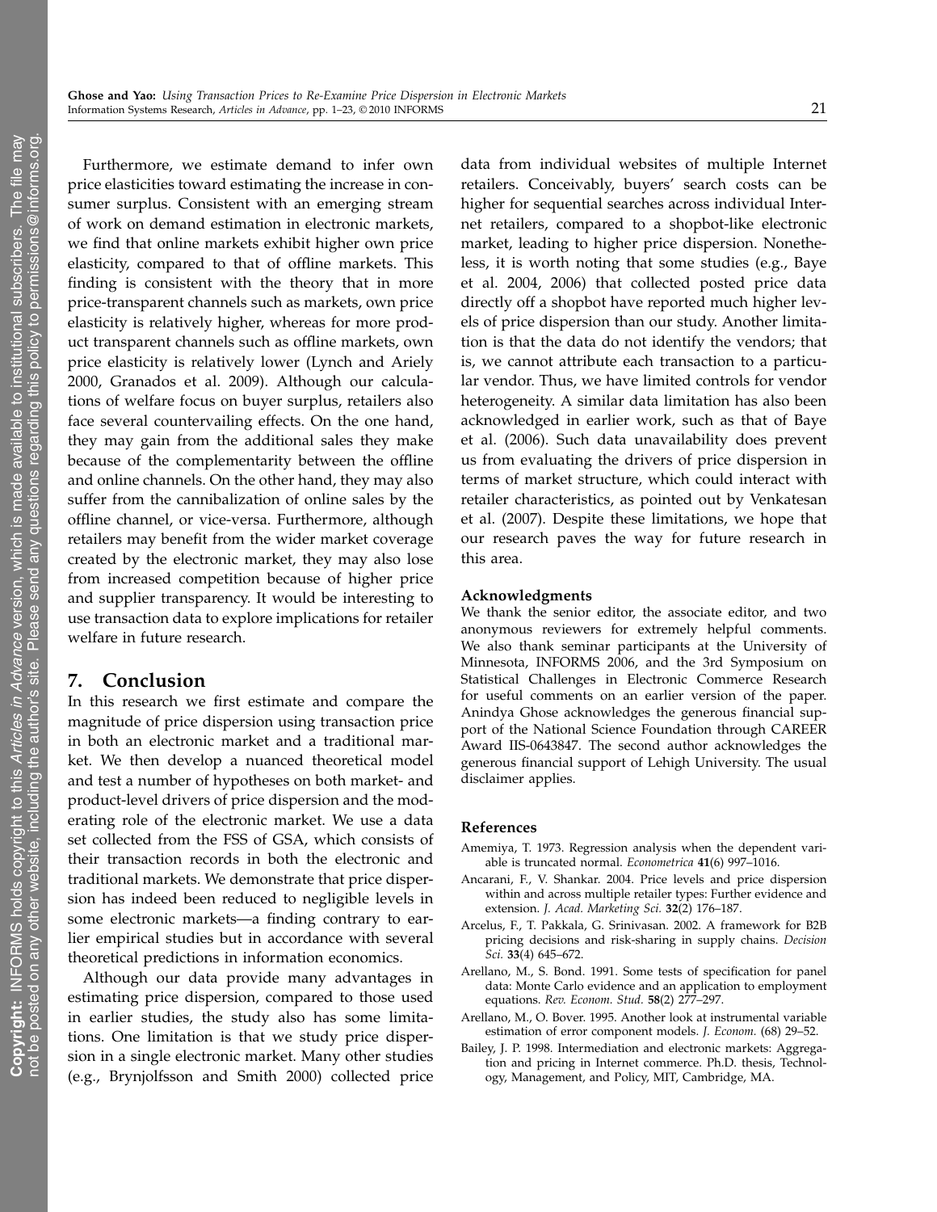Furthermore, we estimate demand to infer own price elasticities toward estimating the increase in consumer surplus. Consistent with an emerging stream of work on demand estimation in electronic markets, we find that online markets exhibit higher own price elasticity, compared to that of offline markets. This finding is consistent with the theory that in more price-transparent channels such as markets, own price elasticity is relatively higher, whereas for more product transparent channels such as offline markets, own price elasticity is relatively lower (Lynch and Ariely 2000, Granados et al. 2009). Although our calculations of welfare focus on buyer surplus, retailers also face several countervailing effects. On the one hand, they may gain from the additional sales they make because of the complementarity between the offline and online channels. On the other hand, they may also suffer from the cannibalization of online sales by the offline channel, or vice-versa. Furthermore, although retailers may benefit from the wider market coverage created by the electronic market, they may also lose from increased competition because of higher price and supplier transparency. It would be interesting to use transaction data to explore implications for retailer welfare in future research.

## 7. Conclusion

In this research we first estimate and compare the magnitude of price dispersion using transaction price in both an electronic market and a traditional market. We then develop a nuanced theoretical model and test a number of hypotheses on both market- and product-level drivers of price dispersion and the moderating role of the electronic market. We use a data set collected from the FSS of GSA, which consists of their transaction records in both the electronic and traditional markets. We demonstrate that price dispersion has indeed been reduced to negligible levels in some electronic markets—a finding contrary to earlier empirical studies but in accordance with several theoretical predictions in information economics.

Although our data provide many advantages in estimating price dispersion, compared to those used in earlier studies, the study also has some limitations. One limitation is that we study price dispersion in a single electronic market. Many other studies (e.g., Brynjolfsson and Smith 2000) collected price data from individual websites of multiple Internet retailers. Conceivably, buyers' search costs can be higher for sequential searches across individual Internet retailers, compared to a shopbot-like electronic market, leading to higher price dispersion. Nonetheless, it is worth noting that some studies (e.g., Baye et al. 2004, 2006) that collected posted price data directly off a shopbot have reported much higher levels of price dispersion than our study. Another limitation is that the data do not identify the vendors; that is, we cannot attribute each transaction to a particular vendor. Thus, we have limited controls for vendor heterogeneity. A similar data limitation has also been acknowledged in earlier work, such as that of Baye et al. (2006). Such data unavailability does prevent us from evaluating the drivers of price dispersion in terms of market structure, which could interact with retailer characteristics, as pointed out by Venkatesan et al. (2007). Despite these limitations, we hope that our research paves the way for future research in this area.

### Acknowledgments

We thank the senior editor, the associate editor, and two anonymous reviewers for extremely helpful comments. We also thank seminar participants at the University of Minnesota, INFORMS 2006, and the 3rd Symposium on Statistical Challenges in Electronic Commerce Research for useful comments on an earlier version of the paper. Anindya Ghose acknowledges the generous financial support of the National Science Foundation through CAREER Award IIS-0643847. The second author acknowledges the generous financial support of Lehigh University. The usual disclaimer applies.

### References

Amemiya, T. 1973. Regression analysis when the dependent variable is truncated normal. *Econometrica* **41**(6) 997–1016.

Ancarani, F., V. Shankar. 2004. Price levels and price dispersion within and across multiple retailer types: Further evidence and extension. *J. Acad. Marketing Sci.* **32**(2) 176–187.

Arcelus, F., T. Pakkala, G. Srinivasan. 2002. A framework for B2B pricing decisions and risk-sharing in supply chains. *Decision Sci.* **33**(4) 645–672.

Arellano, M., S. Bond. 1991. Some tests of specification for panel data: Monte Carlo evidence and an application to employment equations. *Rev. Econom. Stud.* **58**(2) 277–297.

Arellano, M., O. Bover. 1995. Another look at instrumental variable estimation of error component models. *J. Econom.* (68) 29–52.

Bailey, J. P. 1998. Intermediation and electronic markets: Aggregation and pricing in Internet commerce. Ph.D. thesis, Technology, Management, and Policy, MIT, Cambridge, MA.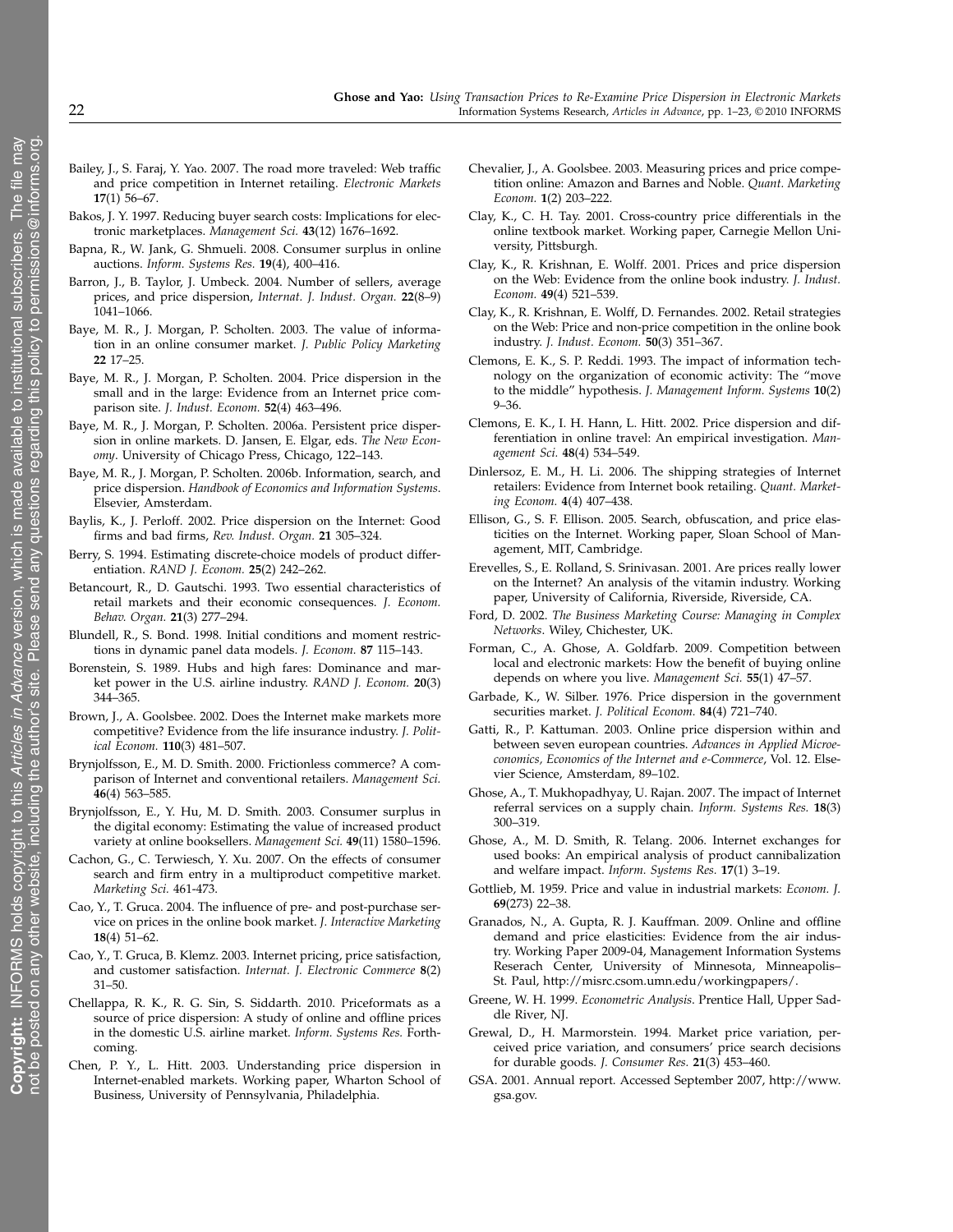Bailey, J., S. Faraj, Y. Yao. 2007. The road more traveled: Web traffic and price competition in Internet retailing. *Electronic Markets* **17**(1) 56–67.

Bakos, J. Y. 1997. Reducing buyer search costs: Implications for electronic marketplaces. *Management Sci.* **43**(12) 1676–1692.

Bapna, R., W. Jank, G. Shmueli. 2008. Consumer surplus in online auctions. *Inform. Systems Res.* **19**(4), 400–416.

Barron, J., B. Taylor, J. Umbeck. 2004. Number of sellers, average prices, and price dispersion, *Internat. J. Indust. Organ.* **22**(8–9) 1041–1066.

Baye, M. R., J. Morgan, P. Scholten. 2003. The value of information in an online consumer market. *J. Public Policy Marketing* **22** 17–25.

Baye, M. R., J. Morgan, P. Scholten. 2004. Price dispersion in the small and in the large: Evidence from an Internet price comparison site. *J. Indust. Econom.* **52**(4) 463–496.

Baye, M. R., J. Morgan, P. Scholten. 2006a. Persistent price dispersion in online markets. D. Jansen, E. Elgar, eds. *The New Economy*. University of Chicago Press, Chicago, 122–143.

Baye, M. R., J. Morgan, P. Scholten. 2006b. Information, search, and price dispersion. *Handbook of Economics and Information Systems*. Elsevier, Amsterdam.

Baylis, K., J. Perloff. 2002. Price dispersion on the Internet: Good firms and bad firms, *Rev. Indust. Organ.* **21** 305–324.

Berry, S. 1994. Estimating discrete-choice models of product differentiation. *RAND J. Econom.* **25**(2) 242–262.

Betancourt, R., D. Gautschi. 1993. Two essential characteristics of retail markets and their economic consequences. *J. Econom. Behav. Organ.* **21**(3) 277–294.

Blundell, R., S. Bond. 1998. Initial conditions and moment restrictions in dynamic panel data models. *J. Econom.* **87** 115–143.

Borenstein, S. 1989. Hubs and high fares: Dominance and market power in the U.S. airline industry. *RAND J. Econom.* **20**(3) 344–365.

Brown, J., A. Goolsbee. 2002. Does the Internet make markets more competitive? Evidence from the life insurance industry. *J. Political Econom.* **110**(3) 481–507.

Brynjolfsson, E., M. D. Smith. 2000. Frictionless commerce? A comparison of Internet and conventional retailers. *Management Sci.* **46**(4) 563–585.

Brynjolfsson, E., Y. Hu, M. D. Smith. 2003. Consumer surplus in the digital economy: Estimating the value of increased product variety at online booksellers. *Management Sci.* **49**(11) 1580–1596.

Cachon, G., C. Terwiesch, Y. Xu. 2007. On the effects of consumer search and firm entry in a multiproduct competitive market. *Marketing Sci.* 461-473.

Cao, Y., T. Gruca. 2004. The influence of pre- and post-purchase service on prices in the online book market. *J. Interactive Marketing* **18**(4) 51–62.

Cao, Y., T. Gruca, B. Klemz. 2003. Internet pricing, price satisfaction, and customer satisfaction. *Internat. J. Electronic Commerce* **8**(2) 31–50.

Chellappa, R. K., R. G. Sin, S. Siddarth. 2010. Priceformats as a source of price dispersion: A study of online and offline prices in the domestic U.S. airline market. *Inform. Systems Res.* Forthcoming.

Chen, P. Y., L. Hitt. 2003. Understanding price dispersion in Internet-enabled markets. Working paper, Wharton School of Business, University of Pennsylvania, Philadelphia.

Chevalier, J., A. Goolsbee. 2003. Measuring prices and price competition online: Amazon and Barnes and Noble. *Quant. Marketing Econom.* **1**(2) 203–222.

Clay, K., C. H. Tay. 2001. Cross-country price differentials in the online textbook market. Working paper, Carnegie Mellon University, Pittsburgh.

Clay, K., R. Krishnan, E. Wolff. 2001. Prices and price dispersion on the Web: Evidence from the online book industry. *J. Indust. Econom.* **49**(4) 521–539.

Clay, K., R. Krishnan, E. Wolff, D. Fernandes. 2002. Retail strategies on the Web: Price and non-price competition in the online book industry. *J. Indust. Econom.* **50**(3) 351–367.

Clemons, E. K., S. P. Reddi. 1993. The impact of information technology on the organization of economic activity: The "move to the middle" hypothesis. *J. Management Inform. Systems* **10**(2) 9–36.

Clemons, E. K., I. H. Hann, L. Hitt. 2002. Price dispersion and differentiation in online travel: An empirical investigation. *Management Sci.* **48**(4) 534–549.

Dinlersoz, E. M., H. Li. 2006. The shipping strategies of Internet retailers: Evidence from Internet book retailing. *Quant. Marketing Econom.* **4**(4) 407–438.

Ellison, G., S. F. Ellison. 2005. Search, obfuscation, and price elasticities on the Internet. Working paper, Sloan School of Management, MIT, Cambridge.

Erevelles, S., E. Rolland, S. Srinivasan. 2001. Are prices really lower on the Internet? An analysis of the vitamin industry. Working paper, University of California, Riverside, Riverside, CA.

Ford, D. 2002. *The Business Marketing Course: Managing in Complex Networks*. Wiley, Chichester, UK.

Forman, C., A. Ghose, A. Goldfarb. 2009. Competition between local and electronic markets: How the benefit of buying online depends on where you live. *Management Sci.* **55**(1) 47–57.

Garbade, K., W. Silber. 1976. Price dispersion in the government securities market. *J. Political Econom.* **84**(4) 721–740.

Gatti, R., P. Kattuman. 2003. Online price dispersion within and between seven european countries. *Advances in Applied Microeconomics, Economics of the Internet and e-Commerce*, Vol. 12. Elsevier Science, Amsterdam, 89–102.

Ghose, A., T. Mukhopadhyay, U. Rajan. 2007. The impact of Internet referral services on a supply chain. *Inform. Systems Res.* **18**(3) 300–319.

Ghose, A., M. D. Smith, R. Telang. 2006. Internet exchanges for used books: An empirical analysis of product cannibalization and welfare impact. *Inform. Systems Res.* **17**(1) 3–19.

Gottlieb, M. 1959. Price and value in industrial markets: *Econom. J.* **69**(273) 22–38.

Granados, N., A. Gupta, R. J. Kauffman. 2009. Online and offline demand and price elasticities: Evidence from the air industry. Working Paper 2009-04, Management Information Systems Reserach Center, University of Minnesota, Minneapolis–St. Paul, http://misrc.csom.umn.edu/workingpapers/.

Greene, W. H. 1999. *Econometric Analysis*. Prentice Hall, Upper Saddle River, NJ.

Grewal, D., H. Marmorstein. 1994. Market price variation, perceived price variation, and consumers' price search decisions for durable goods. *J. Consumer Res.* **21**(3) 453–460.

GSA. 2001. Annual report. Accessed September 2007, http://www.gsa.gov.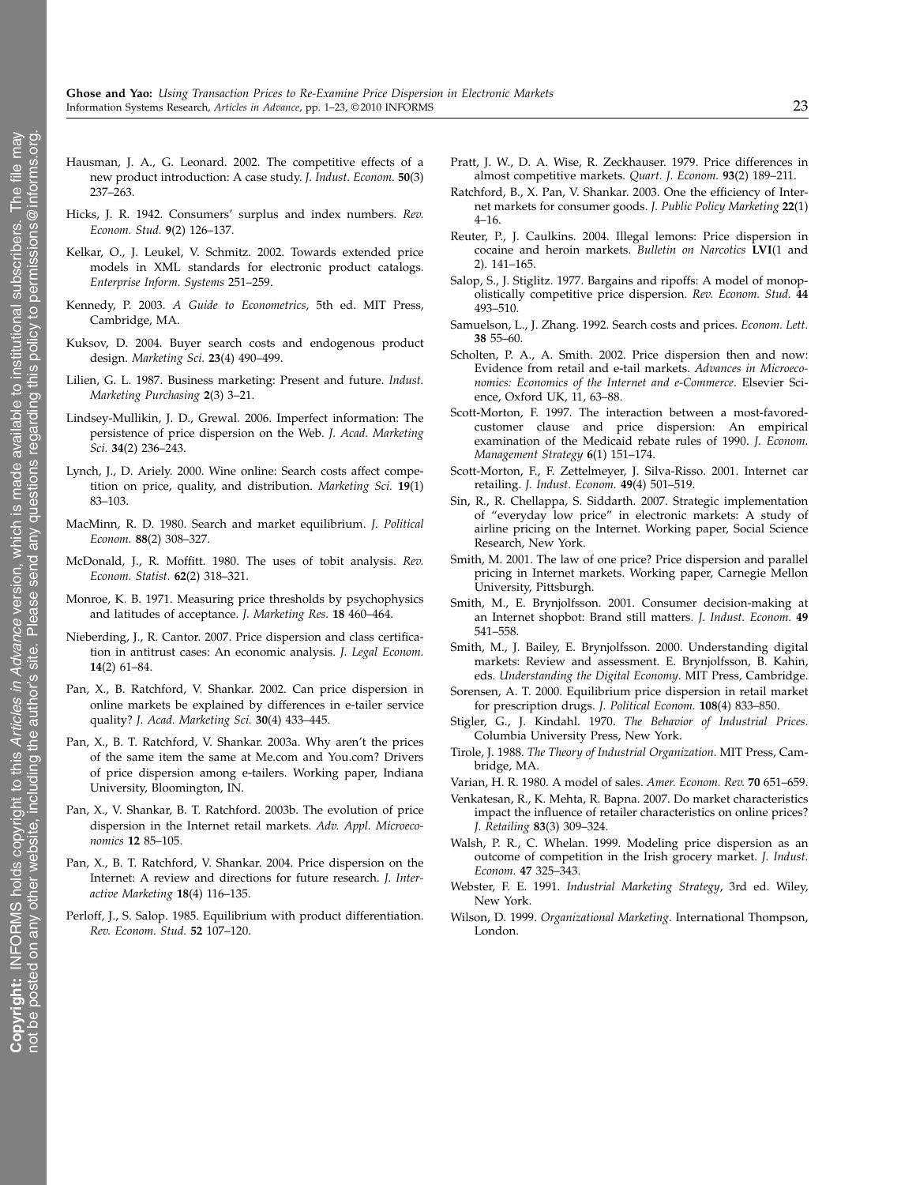Hausman, J. A., G. Leonard. 2002. The competitive effects of a new product introduction: A case study. *J. Indust. Econom.* **50**(3) 237–263.

Hicks, J. R. 1942. Consumers' surplus and index numbers. *Rev. Econom. Stud.* **9**(2) 126–137.

Kelkar, O., J. Leukel, V. Schmitz. 2002. Towards extended price models in XML standards for electronic product catalogs. *Enterprise Inform. Systems* 251–259.

Kennedy, P. 2003. *A Guide to Econometrics*, 5th ed. MIT Press, Cambridge, MA.

Kuksov, D. 2004. Buyer search costs and endogenous product design. *Marketing Sci.* **23**(4) 490–499.

Lilien, G. L. 1987. Business marketing: Present and future. *Indust. Marketing Purchasing* **2**(3) 3–21.

Lindsey-Mullikin, J. D., Grewal. 2006. Imperfect information: The persistence of price dispersion on the Web. *J. Acad. Marketing Sci.* **34**(2) 236–243.

Lynch, J., D. Ariely. 2000. Wine online: Search costs affect competition on price, quality, and distribution. *Marketing Sci.* **19**(1) 83–103.

MacMinn, R. D. 1980. Search and market equilibrium. *J. Political Econom.* **88**(2) 308–327.

McDonald, J., R. Moffitt. 1980. The uses of tobit analysis. *Rev. Econom. Statist.* **62**(2) 318–321.

Monroe, K. B. 1971. Measuring price thresholds by psychophysics and latitudes of acceptance. *J. Marketing Res.* **18** 460–464.

Nieberding, J., R. Cantor. 2007. Price dispersion and class certification in antitrust cases: An economic analysis. *J. Legal Econom.* **14**(2) 61–84.

Pan, X., B. Ratchford, V. Shankar. 2002. Can price dispersion in online markets be explained by differences in e-tailer service quality? *J. Acad. Marketing Sci.* **30**(4) 433–445.

Pan, X., B. T. Ratchford, V. Shankar. 2003a. Why aren't the prices of the same item the same at Me.com and You.com? Drivers of price dispersion among e-tailers. Working paper, Indiana University, Bloomington, IN.

Pan, X., V. Shankar, B. T. Ratchford. 2003b. The evolution of price dispersion in the Internet retail markets. *Adv. Appl. Microeconomics* **12** 85–105.

Pan, X., B. T. Ratchford, V. Shankar. 2004. Price dispersion on the Internet: A review and directions for future research. *J. Interactive Marketing* **18**(4) 116–135.

Perloff, J., S. Salop. 1985. Equilibrium with product differentiation. *Rev. Econom. Stud.* **52** 107–120.

Pratt, J. W., D. A. Wise, R. Zeckhauser. 1979. Price differences in almost competitive markets. *Quart. J. Econom.* **93**(2) 189–211.

Ratchford, B., X. Pan, V. Shankar. 2003. One the efficiency of Internet markets for consumer goods. *J. Public Policy Marketing* **22**(1) 4–16.

Reuter, P., J. Caulkins. 2004. Illegal lemons: Price dispersion in cocaine and heroin markets. *Bulletin on Narcotics* **LVI**(1 and 2). 141–165.

Salop, S., J. Stiglitz. 1977. Bargains and ripoffs: A model of monopolistically competitive price dispersion. *Rev. Econom. Stud.* **44** 493–510.

Samuelson, L., J. Zhang. 1992. Search costs and prices. *Econom. Lett.* **38** 55–60.

Scholten, P. A., A. Smith. 2002. Price dispersion then and now: Evidence from retail and e-tail markets. *Advances in Microeconomics: Economics of the Internet and e-Commerce*. Elsevier Science, Oxford UK, 11, 63–88.

Scott-Morton, F. 1997. The interaction between a most-favored-customer clause and price dispersion: An empirical examination of the Medicaid rebate rules of 1990. *J. Econom. Management Strategy* **6**(1) 151–174.

Scott-Morton, F., F. Zettelmeyer, J. Silva-Risso. 2001. Internet car retailing. *J. Indust. Econom.* **49**(4) 501–519.

Sin, R., R. Chellappa, S. Siddarth. 2007. Strategic implementation of "everyday low price" in electronic markets: A study of airline pricing on the Internet. Working paper, Social Science Research, New York.

Smith, M. 2001. The law of one price? Price dispersion and parallel pricing in Internet markets. Working paper, Carnegie Mellon University, Pittsburgh.

Smith, M., E. Brynjolfsson. 2001. Consumer decision-making at an Internet shopbot: Brand still matters. *J. Indust. Econom.* **49** 541–558.

Smith, M., J. Bailey, E. Brynjolfsson. 2000. Understanding digital markets: Review and assessment. E. Brynjolfsson, B. Kahin, eds. *Understanding the Digital Economy*. MIT Press, Cambridge.

Sorensen, A. T. 2000. Equilibrium price dispersion in retail market for prescription drugs. *J. Political Econom.* **108**(4) 833–850.

Stigler, G., J. Kindahl. 1970. *The Behavior of Industrial Prices*. Columbia University Press, New York.

Tirole, J. 1988. *The Theory of Industrial Organization*. MIT Press, Cambridge, MA.

Varian, H. R. 1980. A model of sales. *Amer. Econom. Rev.* **70** 651–659.

Venkatesan, R., K. Mehta, R. Bapna. 2007. Do market characteristics impact the influence of retailer characteristics on online prices? *J. Retailing* **83**(3) 309–324.

Walsh, P. R., C. Whelan. 1999. Modeling price dispersion as an outcome of competition in the Irish grocery market. *J. Indust. Econom.* **47** 325–343.

Webster, F. E. 1991. *Industrial Marketing Strategy*, 3rd ed. Wiley, New York.

Wilson, D. 1999. *Organizational Marketing*. International Thompson, London.